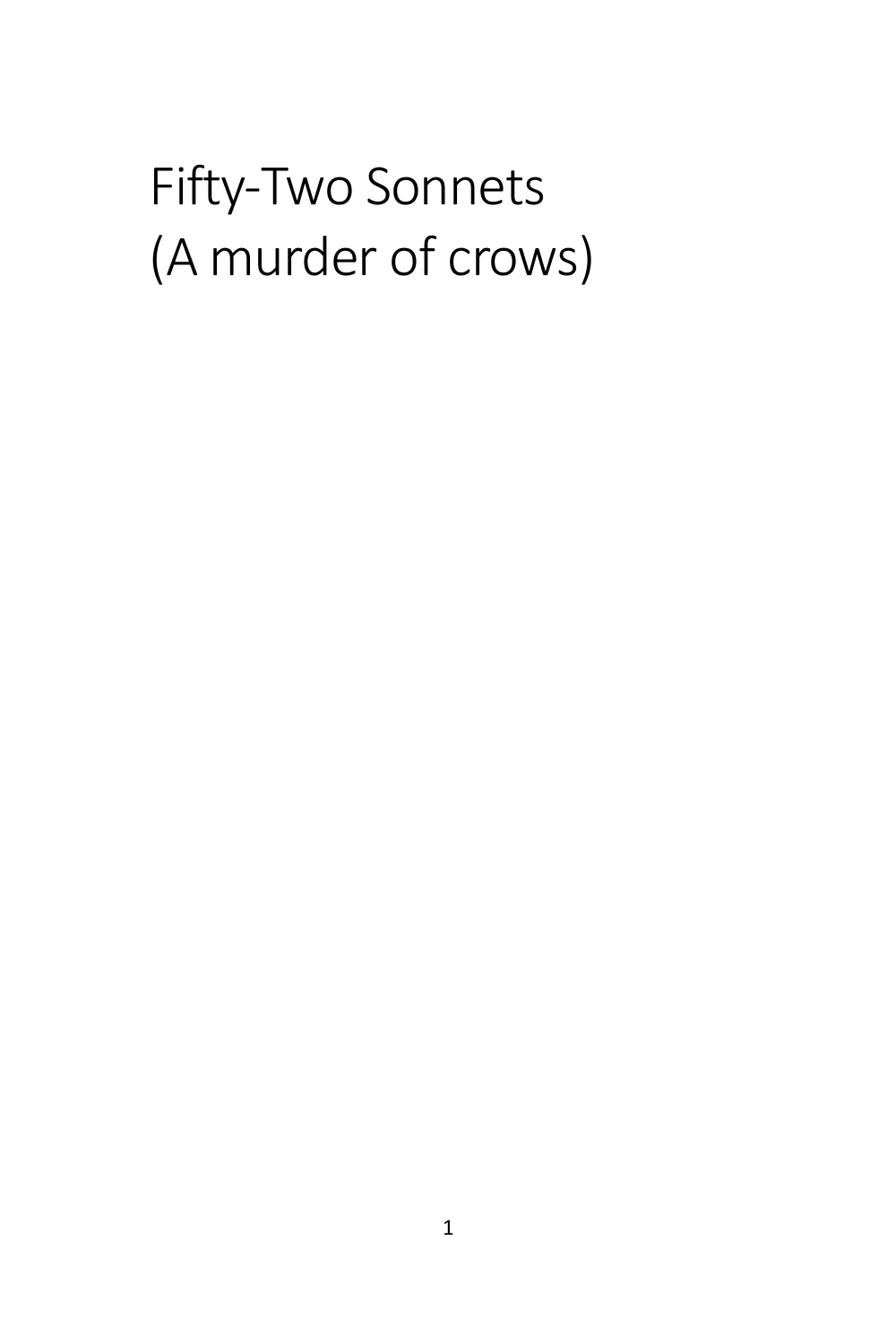# Fifty-Two Sonnets
# (A murder of crows)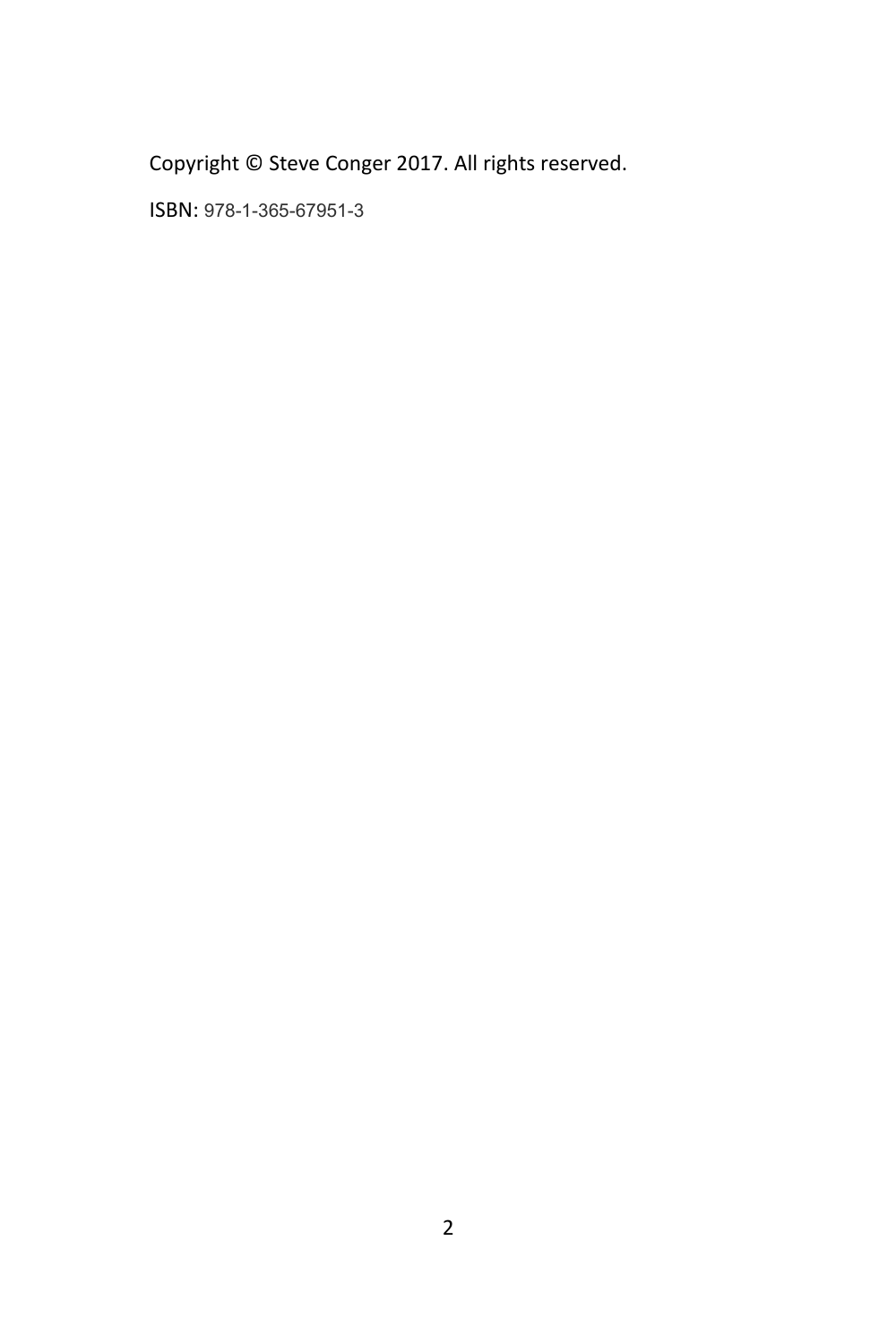Copyright © Steve Conger 2017. All rights reserved.

ISBN: 978-1-365-67951-3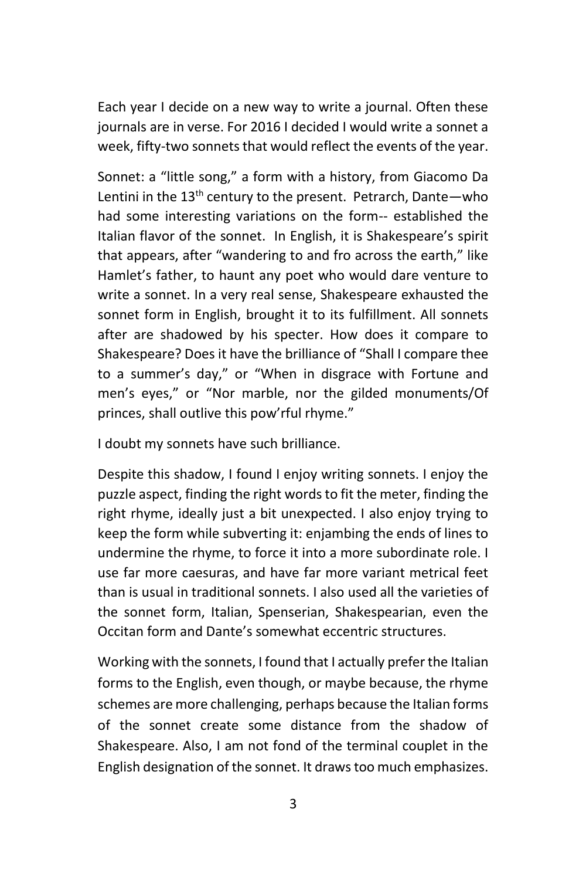Each year I decide on a new way to write a journal. Often these journals are in verse. For 2016 I decided I would write a sonnet a week, fifty-two sonnets that would reflect the events of the year.

Sonnet: a "little song," a form with a history, from Giacomo Da Lentini in the 13th century to the present. Petrarch, Dante—who had some interesting variations on the form-- established the Italian flavor of the sonnet. In English, it is Shakespeare's spirit that appears, after "wandering to and fro across the earth," like Hamlet's father, to haunt any poet who would dare venture to write a sonnet. In a very real sense, Shakespeare exhausted the sonnet form in English, brought it to its fulfillment. All sonnets after are shadowed by his specter. How does it compare to Shakespeare? Does it have the brilliance of "Shall I compare thee to a summer's day," or "When in disgrace with Fortune and men's eyes," or "Nor marble, nor the gilded monuments/Of princes, shall outlive this pow'rful rhyme."

I doubt my sonnets have such brilliance.

Despite this shadow, I found I enjoy writing sonnets. I enjoy the puzzle aspect, finding the right words to fit the meter, finding the right rhyme, ideally just a bit unexpected. I also enjoy trying to keep the form while subverting it: enjambing the ends of lines to undermine the rhyme, to force it into a more subordinate role. I use far more caesuras, and have far more variant metrical feet than is usual in traditional sonnets. I also used all the varieties of the sonnet form, Italian, Spenserian, Shakespearian, even the Occitan form and Dante's somewhat eccentric structures.

Working with the sonnets, I found that I actually prefer the Italian forms to the English, even though, or maybe because, the rhyme schemes are more challenging, perhaps because the Italian forms of the sonnet create some distance from the shadow of Shakespeare. Also, I am not fond of the terminal couplet in the English designation of the sonnet. It draws too much emphasizes.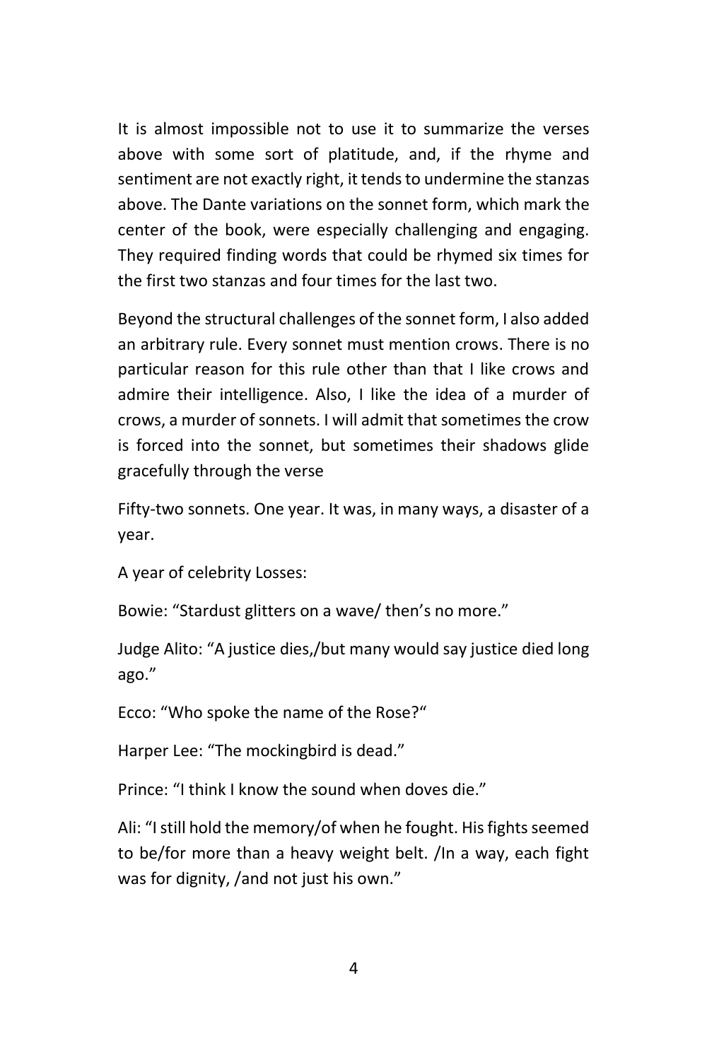It is almost impossible not to use it to summarize the verses above with some sort of platitude, and, if the rhyme and sentiment are not exactly right, it tends to undermine the stanzas above. The Dante variations on the sonnet form, which mark the center of the book, were especially challenging and engaging. They required finding words that could be rhymed six times for the first two stanzas and four times for the last two.

Beyond the structural challenges of the sonnet form, I also added an arbitrary rule. Every sonnet must mention crows. There is no particular reason for this rule other than that I like crows and admire their intelligence. Also, I like the idea of a murder of crows, a murder of sonnets. I will admit that sometimes the crow is forced into the sonnet, but sometimes their shadows glide gracefully through the verse

Fifty-two sonnets. One year. It was, in many ways, a disaster of a year.

A year of celebrity Losses:

Bowie: "Stardust glitters on a wave/ then's no more."

Judge Alito: "A justice dies,/but many would say justice died long ago."

Ecco: "Who spoke the name of the Rose?"

Harper Lee: "The mockingbird is dead."

Prince: "I think I know the sound when doves die."

Ali: "I still hold the memory/of when he fought. His fights seemed to be/for more than a heavy weight belt. /In a way, each fight was for dignity, /and not just his own."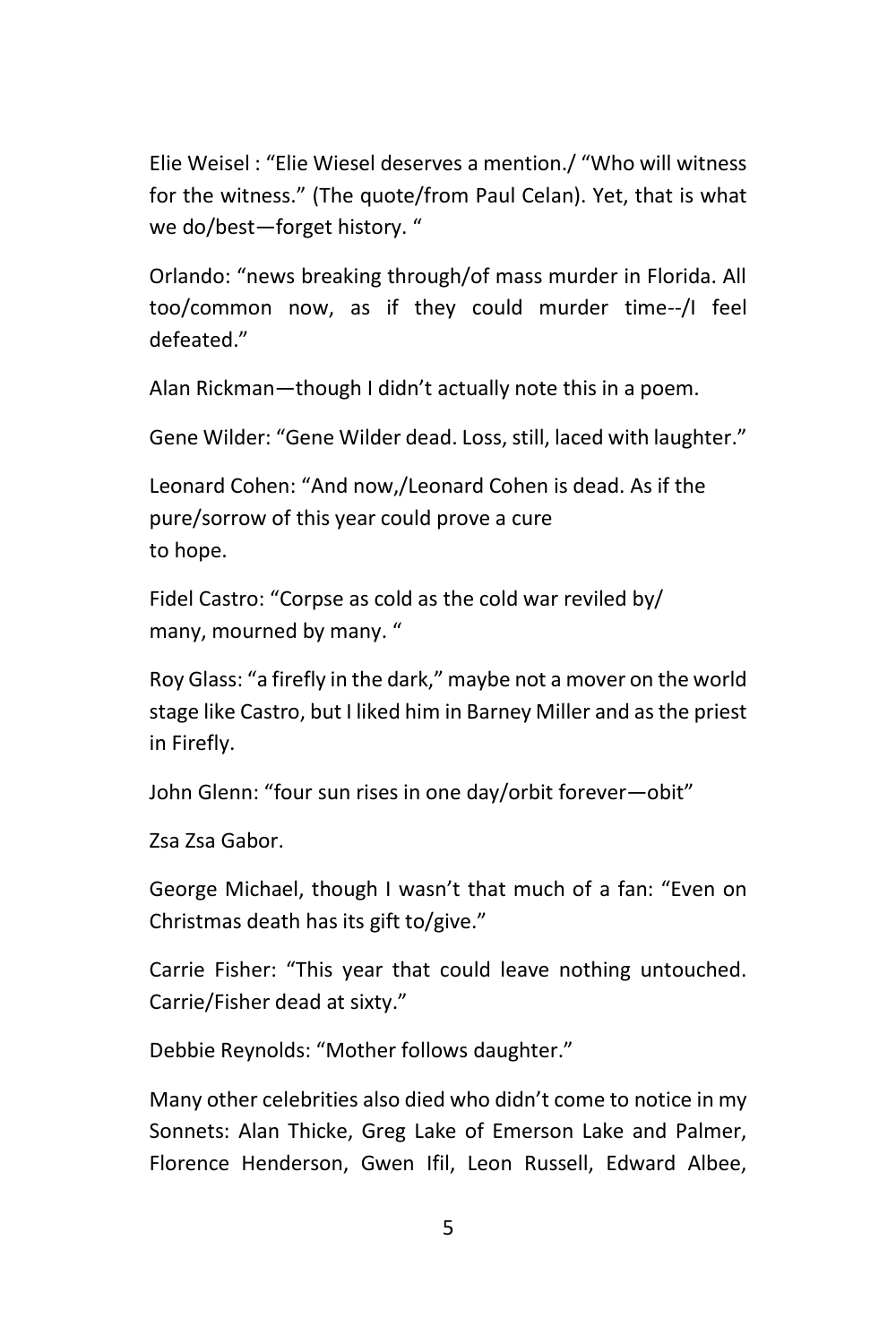Elie Weisel : “Elie Wiesel deserves a mention./ “Who will witness for the witness.” (The quote/from Paul Celan). Yet, that is what we do/best—forget history. “

Orlando: “news breaking through/of mass murder in Florida. All too/common now, as if they could murder time--/I feel defeated.”

Alan Rickman—though I didn’t actually note this in a poem.

Gene Wilder: “Gene Wilder dead. Loss, still, laced with laughter.”

Leonard Cohen: “And now,/Leonard Cohen is dead. As if the pure/sorrow of this year could prove a cure
to hope.

Fidel Castro: “Corpse as cold as the cold war reviled by/
many, mourned by many. “

Roy Glass: “a firefly in the dark,” maybe not a mover on the world stage like Castro, but I liked him in Barney Miller and as the priest in Firefly.

John Glenn: “four sun rises in one day/orbit forever—obit”

Zsa Zsa Gabor.

George Michael, though I wasn’t that much of a fan: “Even on Christmas death has its gift to/give.”

Carrie Fisher: “This year that could leave nothing untouched. Carrie/Fisher dead at sixty.”

Debbie Reynolds: “Mother follows daughter.”

Many other celebrities also died who didn’t come to notice in my Sonnets: Alan Thicke, Greg Lake of Emerson Lake and Palmer, Florence Henderson, Gwen Ifil, Leon Russell, Edward Albee,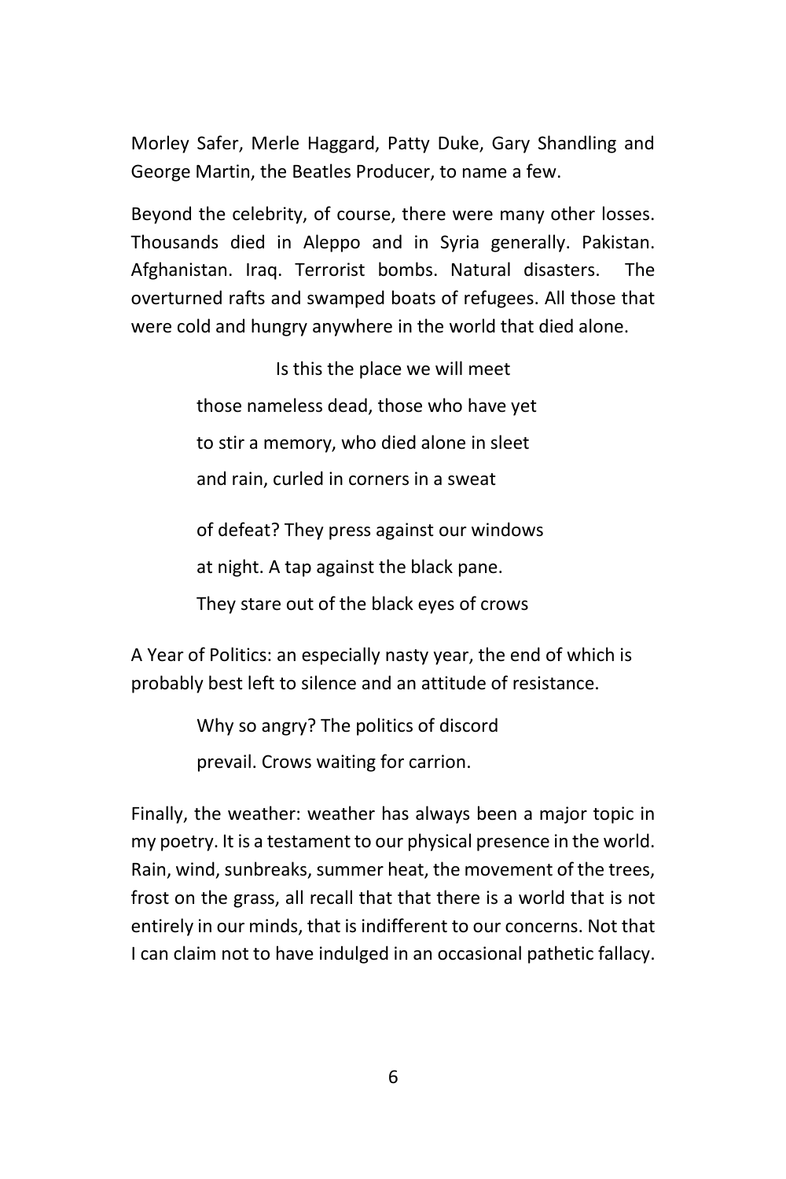Morley Safer, Merle Haggard, Patty Duke, Gary Shandling and George Martin, the Beatles Producer, to name a few.

Beyond the celebrity, of course, there were many other losses. Thousands died in Aleppo and in Syria generally. Pakistan. Afghanistan. Iraq. Terrorist bombs. Natural disasters. The overturned rafts and swamped boats of refugees. All those that were cold and hungry anywhere in the world that died alone.

> Is this the place we will meet
>
> those nameless dead, those who have yet
>
> to stir a memory, who died alone in sleet
>
> and rain, curled in corners in a sweat
>
> of defeat? They press against our windows
>
> at night. A tap against the black pane.
>
> They stare out of the black eyes of crows

A Year of Politics: an especially nasty year, the end of which is probably best left to silence and an attitude of resistance.

> Why so angry? The politics of discord
>
> prevail. Crows waiting for carrion.

Finally, the weather: weather has always been a major topic in my poetry. It is a testament to our physical presence in the world. Rain, wind, sunbreaks, summer heat, the movement of the trees, frost on the grass, all recall that that there is a world that is not entirely in our minds, that is indifferent to our concerns. Not that I can claim not to have indulged in an occasional pathetic fallacy.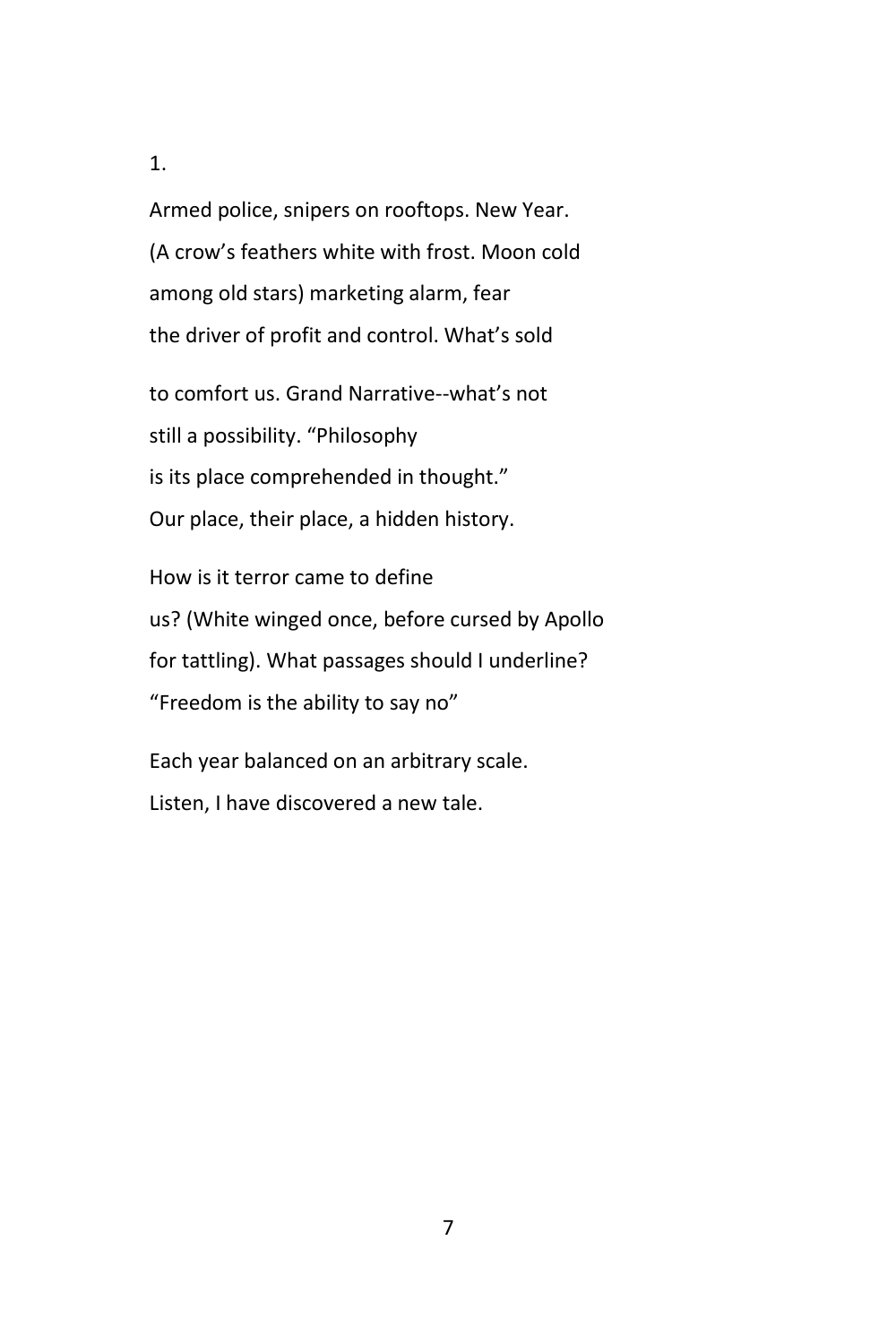1.

Armed police, snipers on rooftops. New Year.  
(A crow's feathers white with frost. Moon cold  
among old stars) marketing alarm, fear  
the driver of profit and control. What's sold

to comfort us. Grand Narrative--what's not  
still a possibility. "Philosophy  
is its place comprehended in thought."  
Our place, their place, a hidden history.

How is it terror came to define  
us? (White winged once, before cursed by Apollo  
for tattling). What passages should I underline?  
"Freedom is the ability to say no"

Each year balanced on an arbitrary scale.  
Listen, I have discovered a new tale.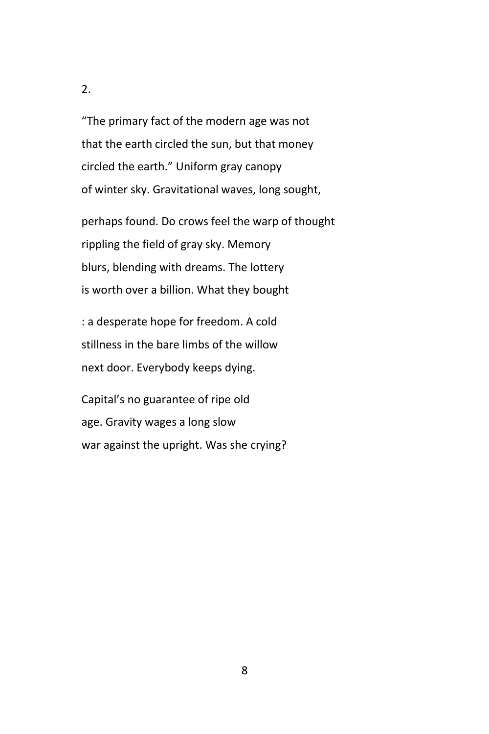2.

"The primary fact of the modern age was not
that the earth circled the sun, but that money
circled the earth." Uniform gray canopy
of winter sky. Gravitational waves, long sought,

perhaps found. Do crows feel the warp of thought
rippling the field of gray sky. Memory
blurs, blending with dreams. The lottery
is worth over a billion. What they bought

: a desperate hope for freedom. A cold
stillness in the bare limbs of the willow
next door. Everybody keeps dying.

Capital's no guarantee of ripe old
age. Gravity wages a long slow
war against the upright. Was she crying?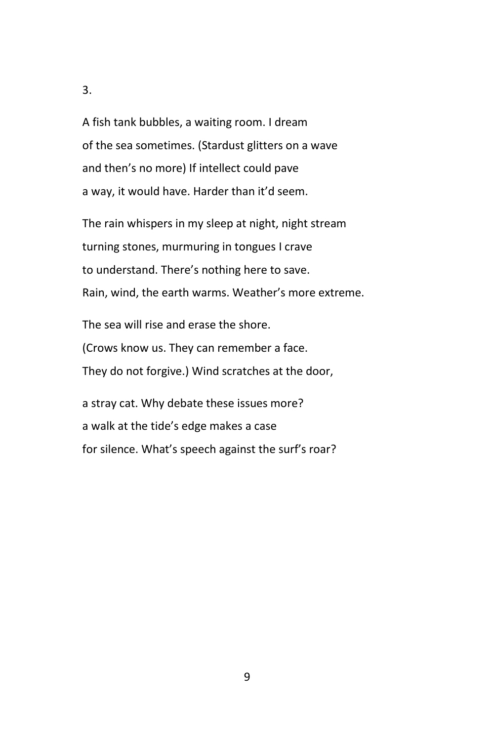3.

A fish tank bubbles, a waiting room. I dream  
of the sea sometimes. (Stardust glitters on a wave  
and then’s no more) If intellect could pave  
a way, it would have. Harder than it’d seem.

The rain whispers in my sleep at night, night stream  
turning stones, murmuring in tongues I crave  
to understand. There’s nothing here to save.  
Rain, wind, the earth warms. Weather’s more extreme.

The sea will rise and erase the shore.  
(Crows know us. They can remember a face.  
They do not forgive.) Wind scratches at the door,

a stray cat. Why debate these issues more?  
a walk at the tide’s edge makes a case  
for silence. What’s speech against the surf’s roar?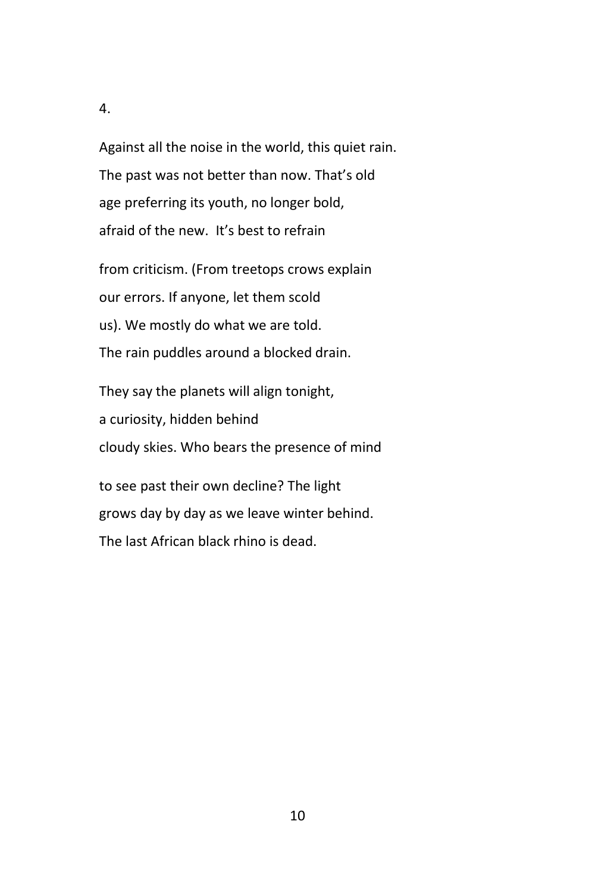4.

Against all the noise in the world, this quiet rain.  
The past was not better than now. That's old  
age preferring its youth, no longer bold,  
afraid of the new.  It's best to refrain

from criticism. (From treetops crows explain  
our errors. If anyone, let them scold  
us). We mostly do what we are told.  
The rain puddles around a blocked drain.

They say the planets will align tonight,  
a curiosity, hidden behind  
cloudy skies. Who bears the presence of mind

to see past their own decline? The light  
grows day by day as we leave winter behind.  
The last African black rhino is dead.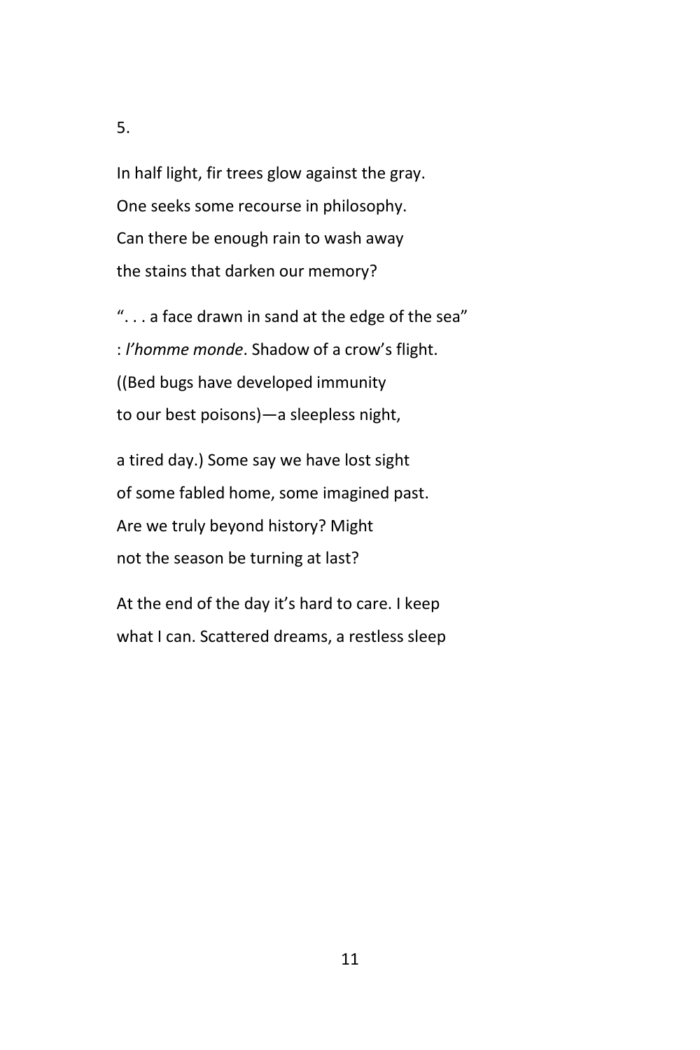5.

In half light, fir trees glow against the gray.  
One seeks some recourse in philosophy.  
Can there be enough rain to wash away  
the stains that darken our memory?

“. . . a face drawn in sand at the edge of the sea”  
: *l’homme monde*. Shadow of a crow’s flight.  
((Bed bugs have developed immunity  
to our best poisons)—a sleepless night,

a tired day.) Some say we have lost sight  
of some fabled home, some imagined past.  
Are we truly beyond history? Might  
not the season be turning at last?

At the end of the day it’s hard to care. I keep  
what I can. Scattered dreams, a restless sleep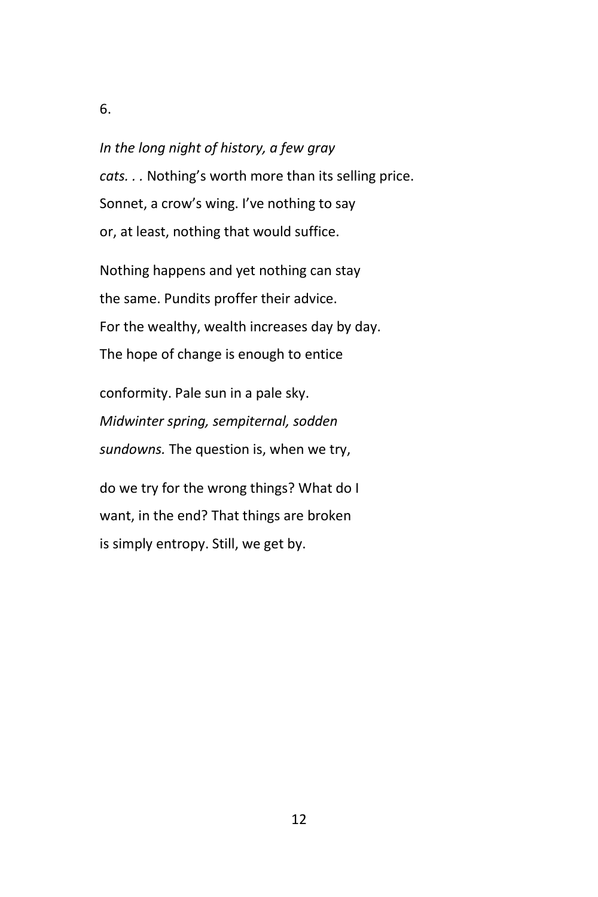6.

*In the long night of history, a few gray*
*cats. . .* Nothing's worth more than its selling price.
Sonnet, a crow's wing. I've nothing to say
or, at least, nothing that would suffice.

Nothing happens and yet nothing can stay
the same. Pundits proffer their advice.
For the wealthy, wealth increases day by day.
The hope of change is enough to entice

conformity. Pale sun in a pale sky.
*Midwinter spring, sempiternal, sodden*
*sundowns.* The question is, when we try,

do we try for the wrong things? What do I
want, in the end? That things are broken
is simply entropy. Still, we get by.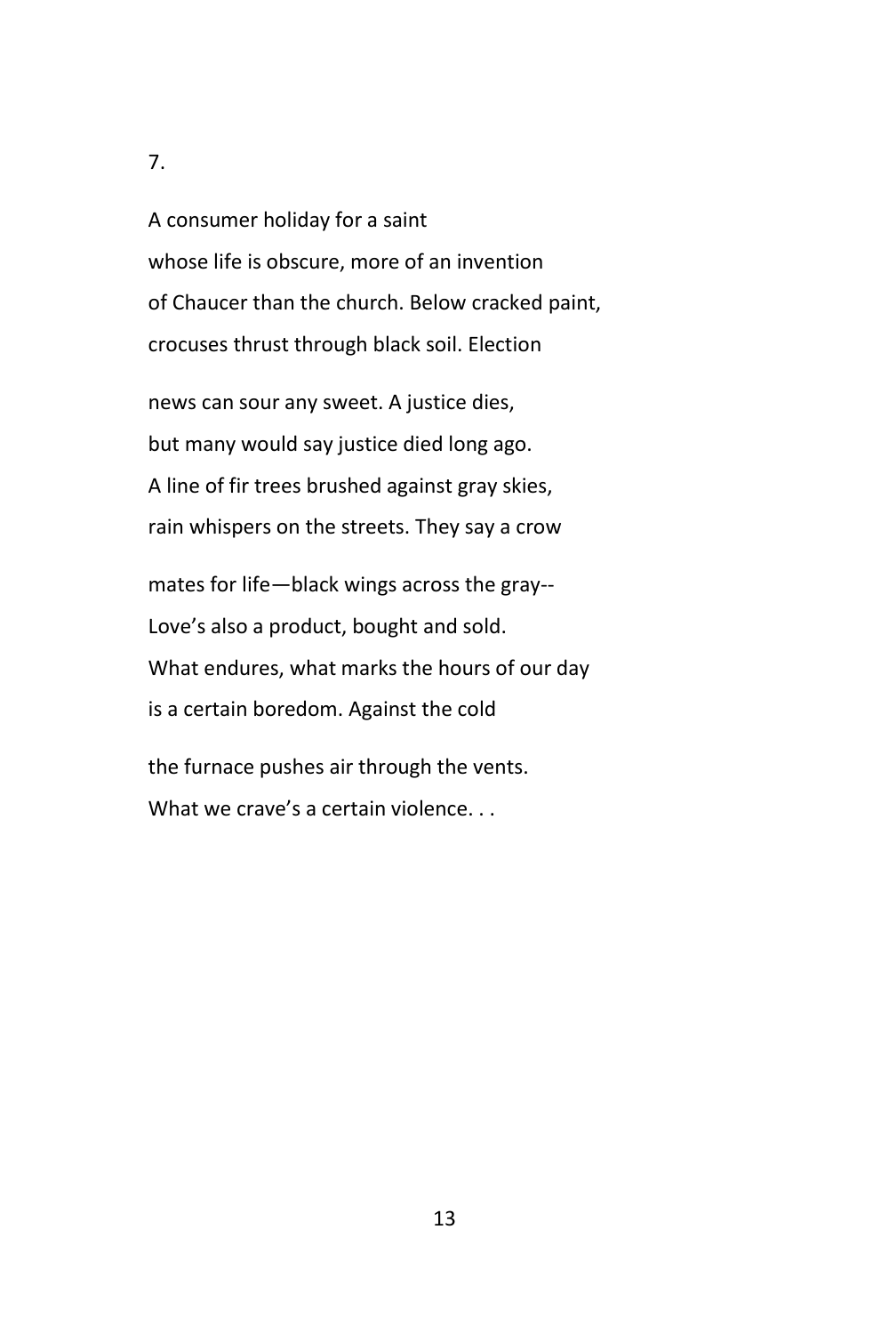7.

A consumer holiday for a saint
whose life is obscure, more of an invention
of Chaucer than the church. Below cracked paint,
crocuses thrust through black soil. Election

news can sour any sweet. A justice dies,
but many would say justice died long ago.
A line of fir trees brushed against gray skies,
rain whispers on the streets. They say a crow

mates for life—black wings across the gray--
Love's also a product, bought and sold.
What endures, what marks the hours of our day
is a certain boredom. Against the cold

the furnace pushes air through the vents.
What we crave's a certain violence. . .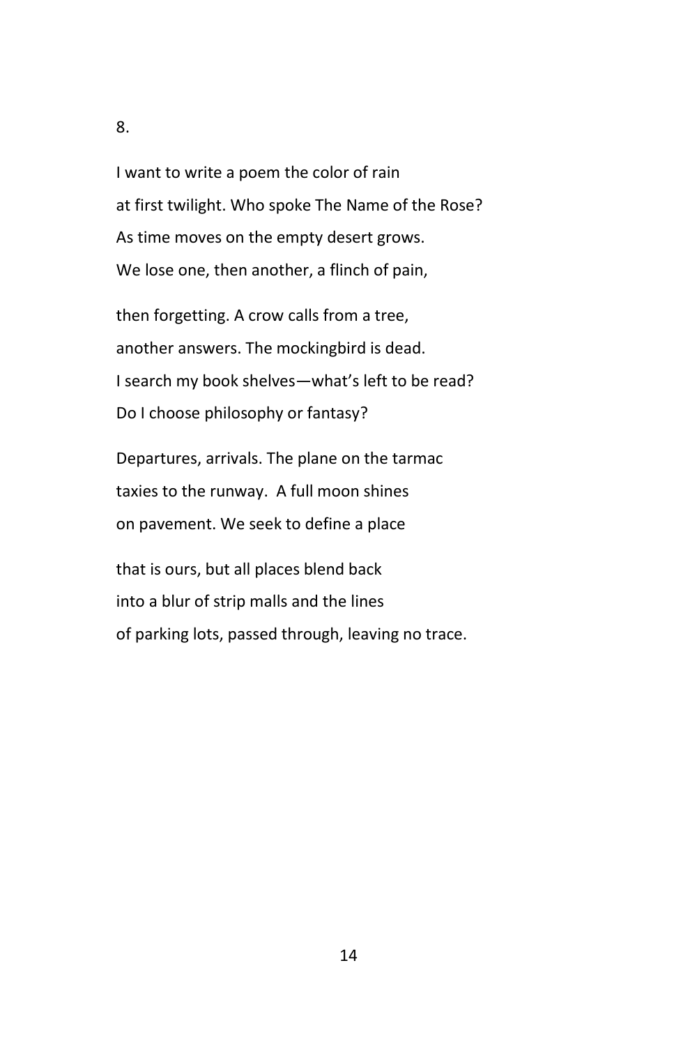8.

I want to write a poem the color of rain  
at first twilight. Who spoke The Name of the Rose?  
As time moves on the empty desert grows.  
We lose one, then another, a flinch of pain,

then forgetting. A crow calls from a tree,  
another answers. The mockingbird is dead.  
I search my book shelves—what's left to be read?  
Do I choose philosophy or fantasy?

Departures, arrivals. The plane on the tarmac  
taxies to the runway.  A full moon shines  
on pavement. We seek to define a place

that is ours, but all places blend back  
into a blur of strip malls and the lines  
of parking lots, passed through, leaving no trace.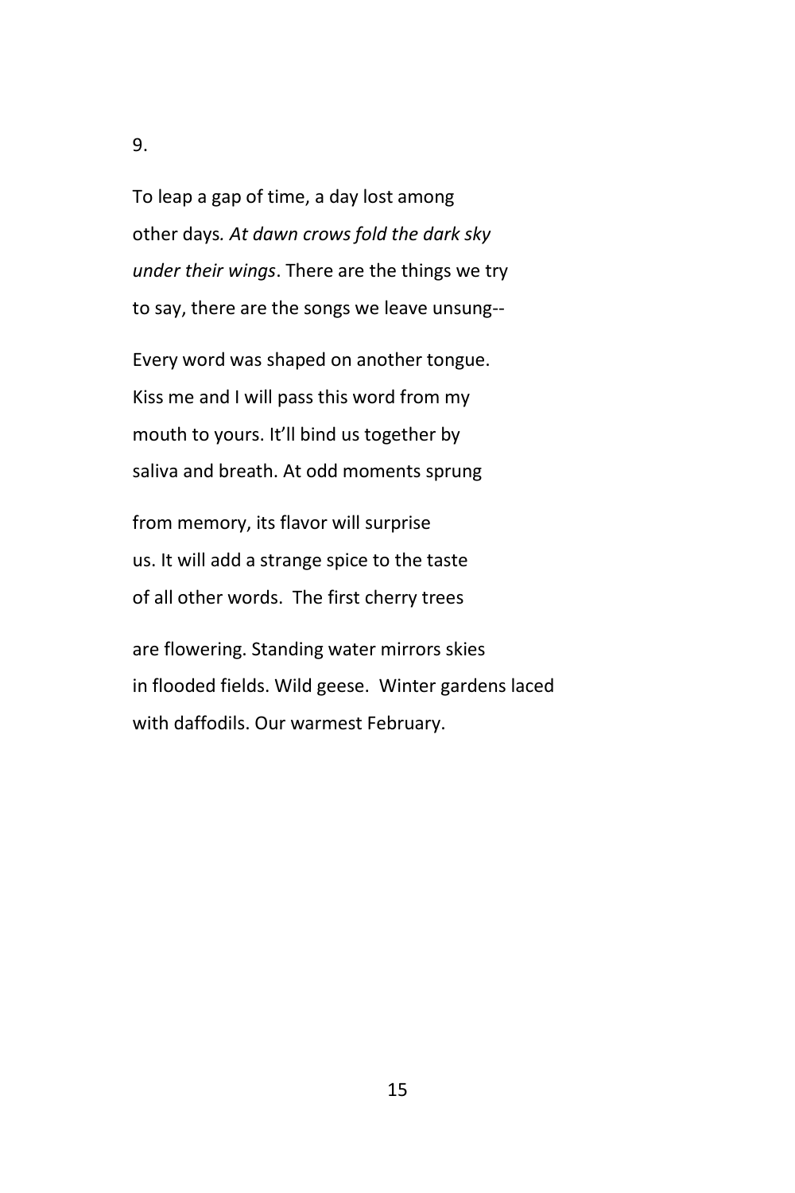9.

To leap a gap of time, a day lost among  
other days*. At dawn crows fold the dark sky*  
*under their wings*. There are the things we try  
to say, there are the songs we leave unsung--

Every word was shaped on another tongue.  
Kiss me and I will pass this word from my  
mouth to yours. It'll bind us together by  
saliva and breath. At odd moments sprung

from memory, its flavor will surprise  
us. It will add a strange spice to the taste  
of all other words. The first cherry trees

are flowering. Standing water mirrors skies  
in flooded fields. Wild geese. Winter gardens laced  
with daffodils. Our warmest February.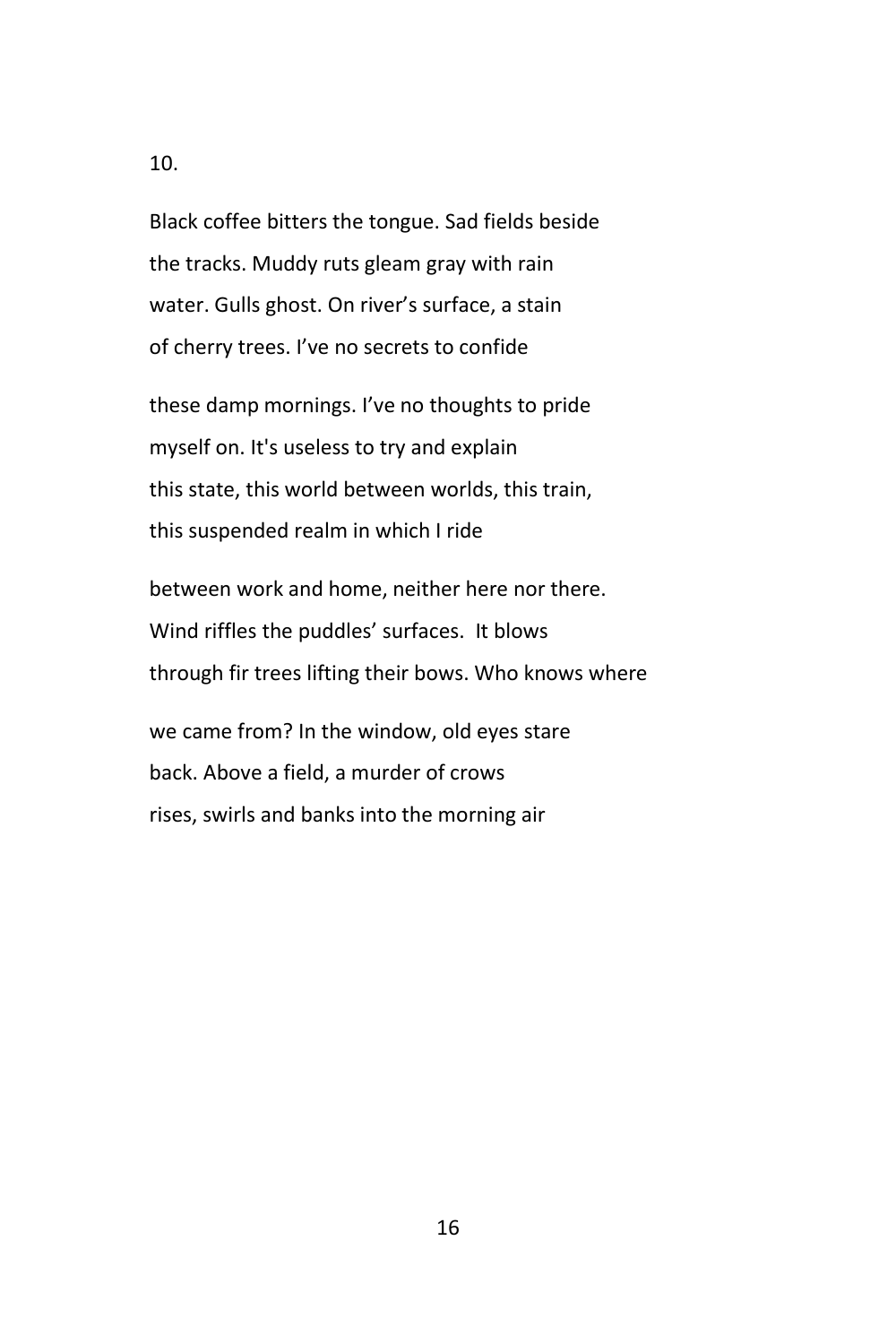10.

Black coffee bitters the tongue. Sad fields beside  
the tracks. Muddy ruts gleam gray with rain  
water. Gulls ghost. On river's surface, a stain  
of cherry trees. I've no secrets to confide

these damp mornings. I've no thoughts to pride  
myself on. It's useless to try and explain  
this state, this world between worlds, this train,  
this suspended realm in which I ride

between work and home, neither here nor there.  
Wind riffles the puddles' surfaces.  It blows  
through fir trees lifting their bows. Who knows where

we came from? In the window, old eyes stare  
back. Above a field, a murder of crows  
rises, swirls and banks into the morning air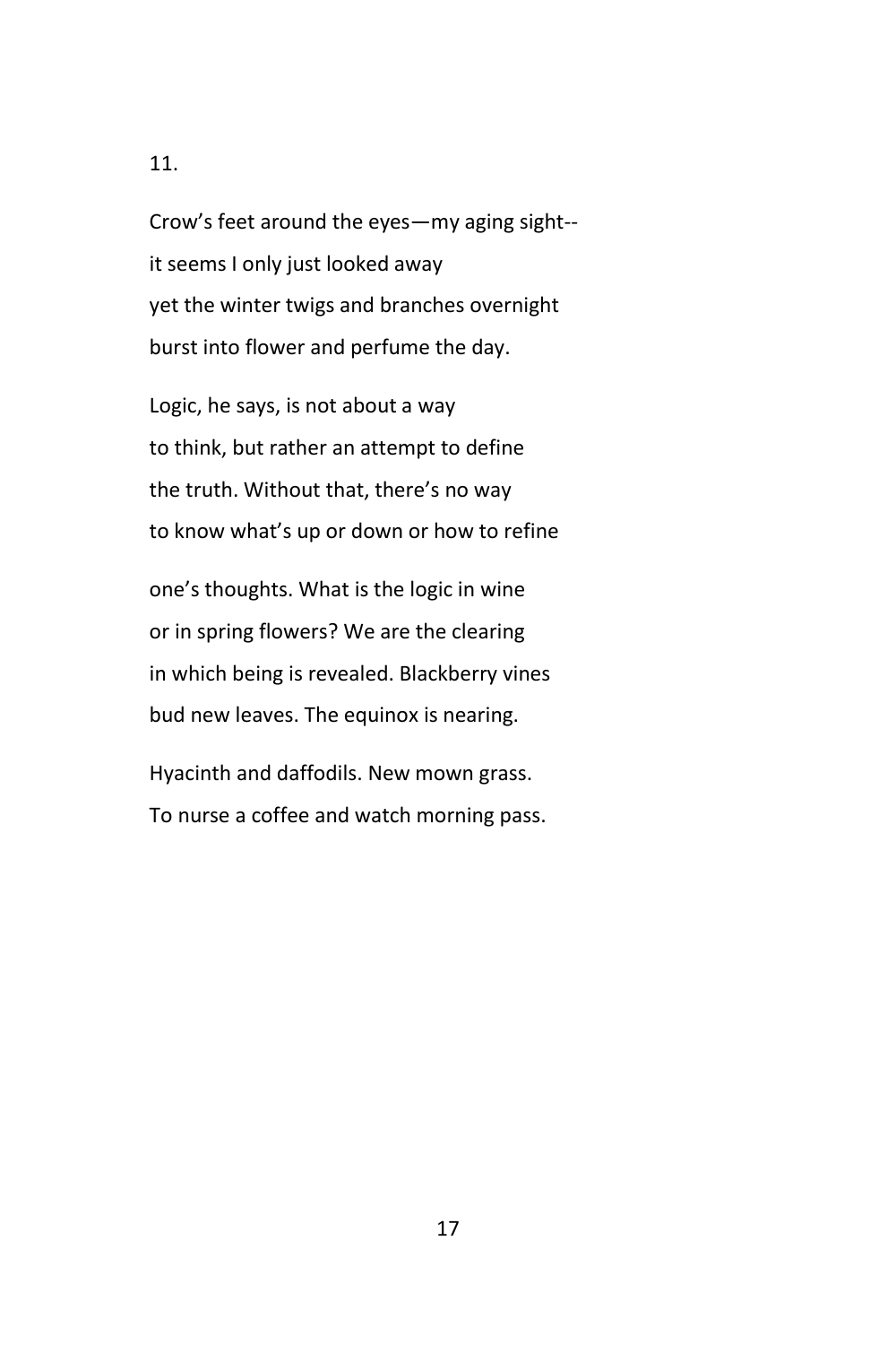11.

Crow's feet around the eyes—my aging sight--
it seems I only just looked away
yet the winter twigs and branches overnight
burst into flower and perfume the day.

Logic, he says, is not about a way
to think, but rather an attempt to define
the truth. Without that, there's no way
to know what's up or down or how to refine

one's thoughts. What is the logic in wine
or in spring flowers? We are the clearing
in which being is revealed. Blackberry vines
bud new leaves. The equinox is nearing.

Hyacinth and daffodils. New mown grass.
To nurse a coffee and watch morning pass.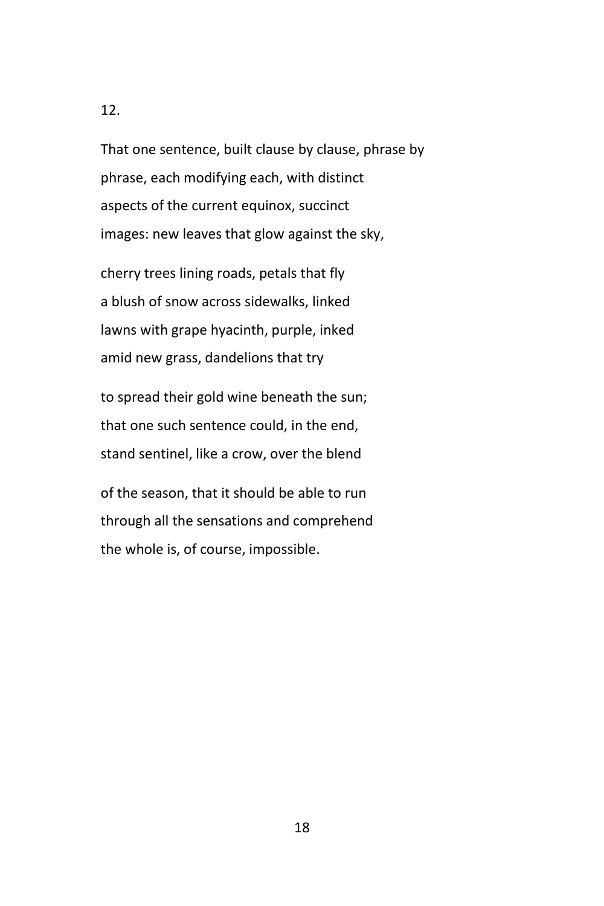12.

That one sentence, built clause by clause, phrase by  
phrase, each modifying each, with distinct  
aspects of the current equinox, succinct  
images: new leaves that glow against the sky,

cherry trees lining roads, petals that fly  
a blush of snow across sidewalks, linked  
lawns with grape hyacinth, purple, inked  
amid new grass, dandelions that try

to spread their gold wine beneath the sun;  
that one such sentence could, in the end,  
stand sentinel, like a crow, over the blend

of the season, that it should be able to run  
through all the sensations and comprehend  
the whole is, of course, impossible.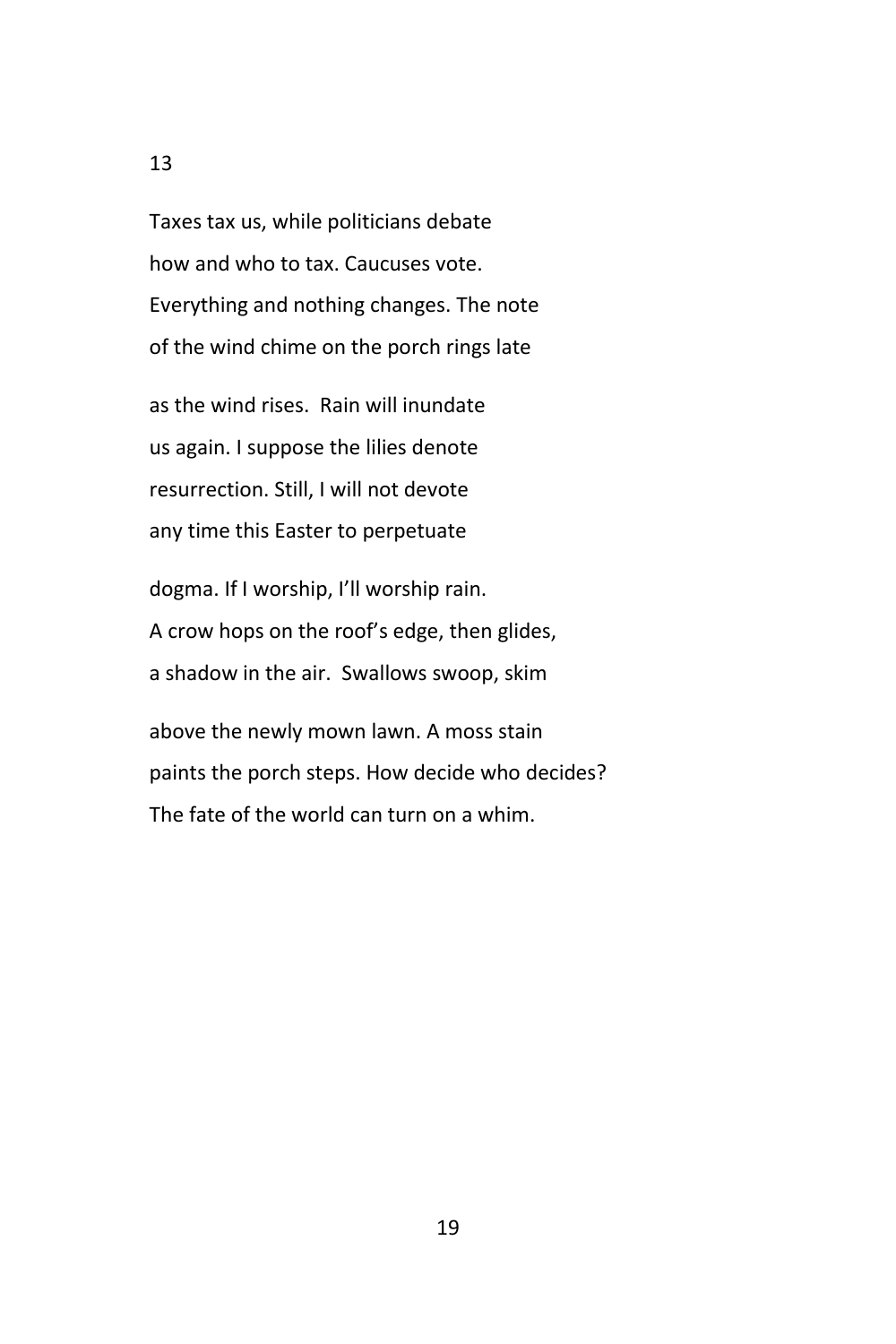## 13

Taxes tax us, while politicians debate  
how and who to tax. Caucuses vote.  
Everything and nothing changes. The note  
of the wind chime on the porch rings late

as the wind rises.  Rain will inundate  
us again. I suppose the lilies denote  
resurrection. Still, I will not devote  
any time this Easter to perpetuate

dogma. If I worship, I'll worship rain.  
A crow hops on the roof's edge, then glides,  
a shadow in the air.  Swallows swoop, skim

above the newly mown lawn. A moss stain  
paints the porch steps. How decide who decides?  
The fate of the world can turn on a whim.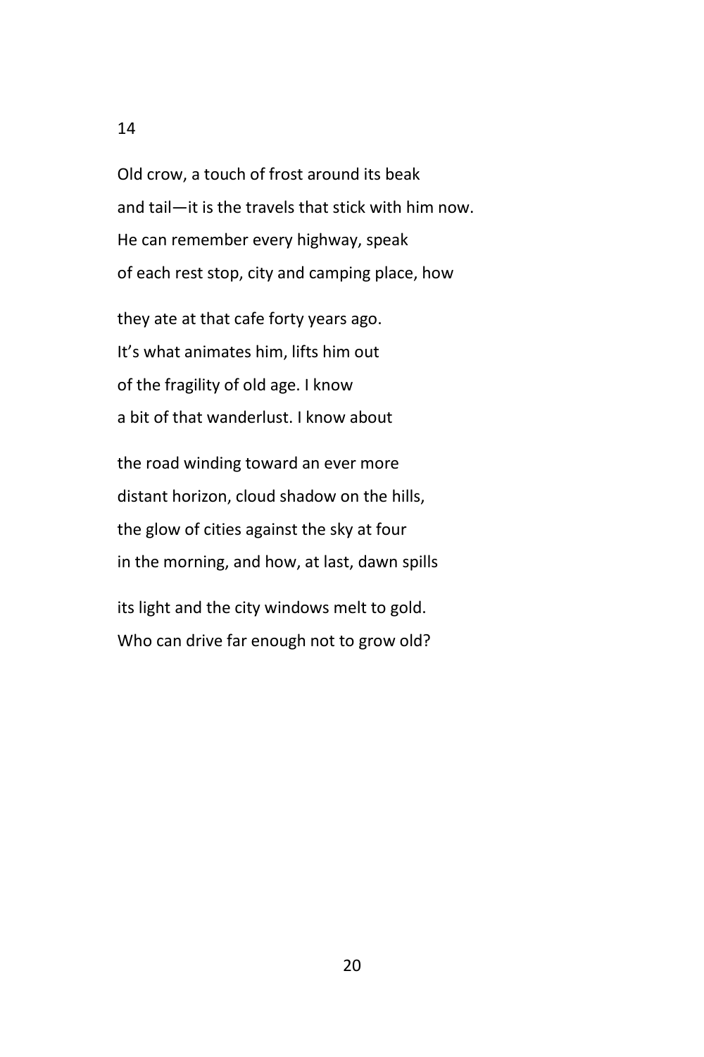## 14

Old crow, a touch of frost around its beak
and tail—it is the travels that stick with him now.
He can remember every highway, speak
of each rest stop, city and camping place, how

they ate at that cafe forty years ago.
It's what animates him, lifts him out
of the fragility of old age. I know
a bit of that wanderlust. I know about

the road winding toward an ever more
distant horizon, cloud shadow on the hills,
the glow of cities against the sky at four
in the morning, and how, at last, dawn spills

its light and the city windows melt to gold.
Who can drive far enough not to grow old?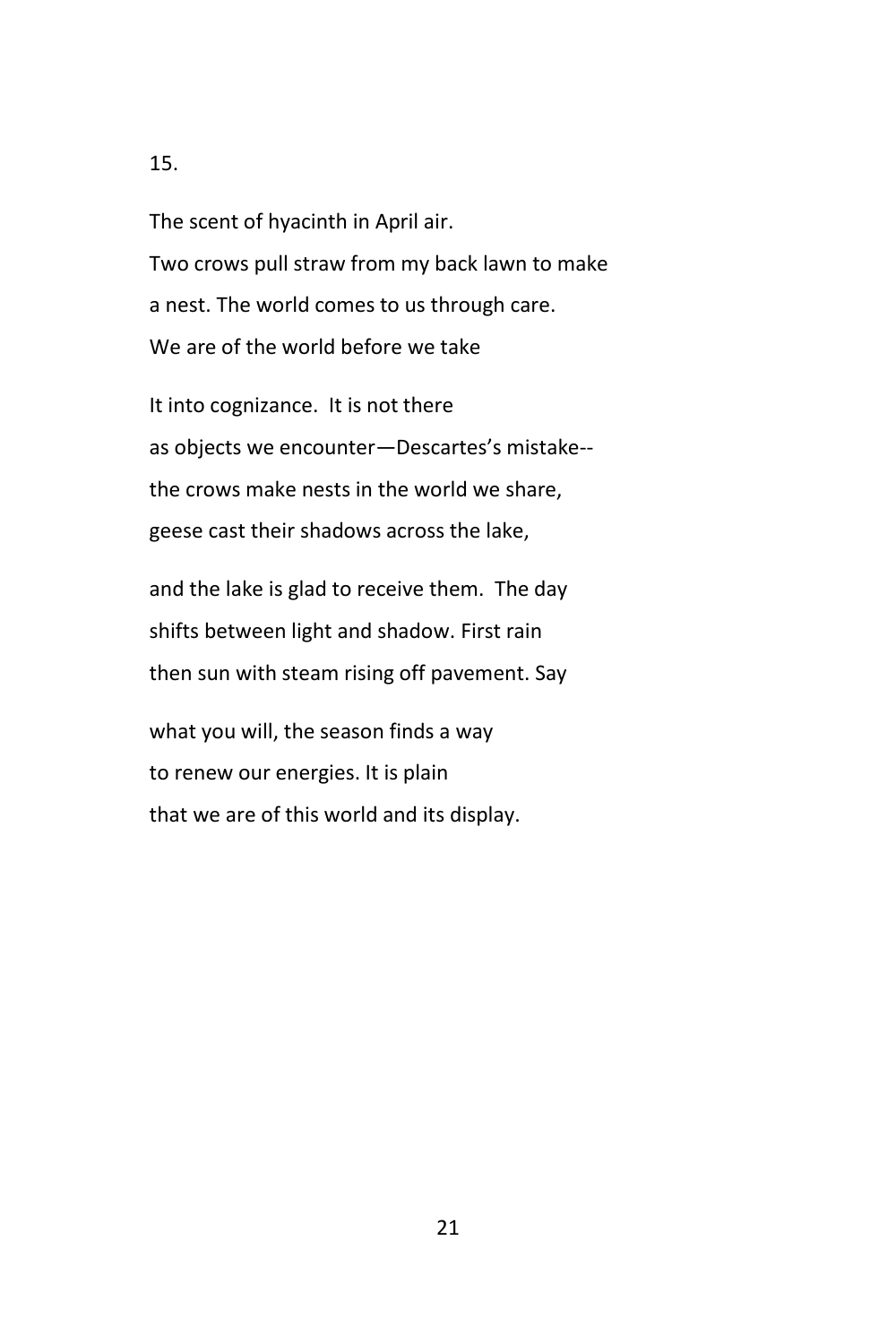15.

The scent of hyacinth in April air.  
Two crows pull straw from my back lawn to make  
a nest. The world comes to us through care.  
We are of the world before we take

It into cognizance.  It is not there  
as objects we encounter—Descartes's mistake--  
the crows make nests in the world we share,  
geese cast their shadows across the lake,

and the lake is glad to receive them.  The day  
shifts between light and shadow. First rain  
then sun with steam rising off pavement. Say

what you will, the season finds a way  
to renew our energies. It is plain  
that we are of this world and its display.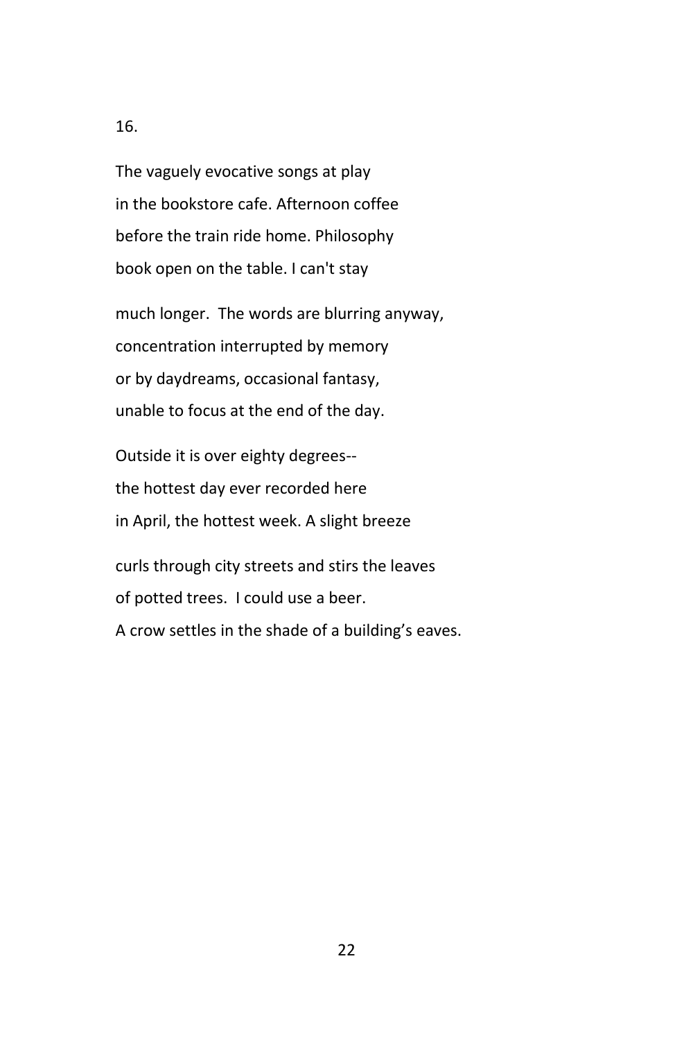16.

The vaguely evocative songs at play
in the bookstore cafe. Afternoon coffee
before the train ride home. Philosophy
book open on the table. I can't stay

much longer. The words are blurring anyway,
concentration interrupted by memory
or by daydreams, occasional fantasy,
unable to focus at the end of the day.

Outside it is over eighty degrees--
the hottest day ever recorded here
in April, the hottest week. A slight breeze

curls through city streets and stirs the leaves
of potted trees. I could use a beer.
A crow settles in the shade of a building's eaves.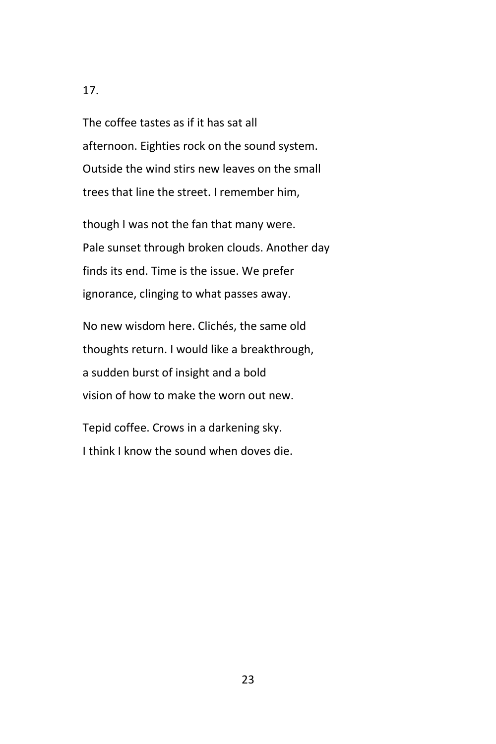17.

The coffee tastes as if it has sat all  
afternoon. Eighties rock on the sound system.  
Outside the wind stirs new leaves on the small  
trees that line the street. I remember him,

though I was not the fan that many were.  
Pale sunset through broken clouds. Another day  
finds its end. Time is the issue. We prefer  
ignorance, clinging to what passes away.

No new wisdom here. Clichés, the same old  
thoughts return. I would like a breakthrough,  
a sudden burst of insight and a bold  
vision of how to make the worn out new.

Tepid coffee. Crows in a darkening sky.  
I think I know the sound when doves die.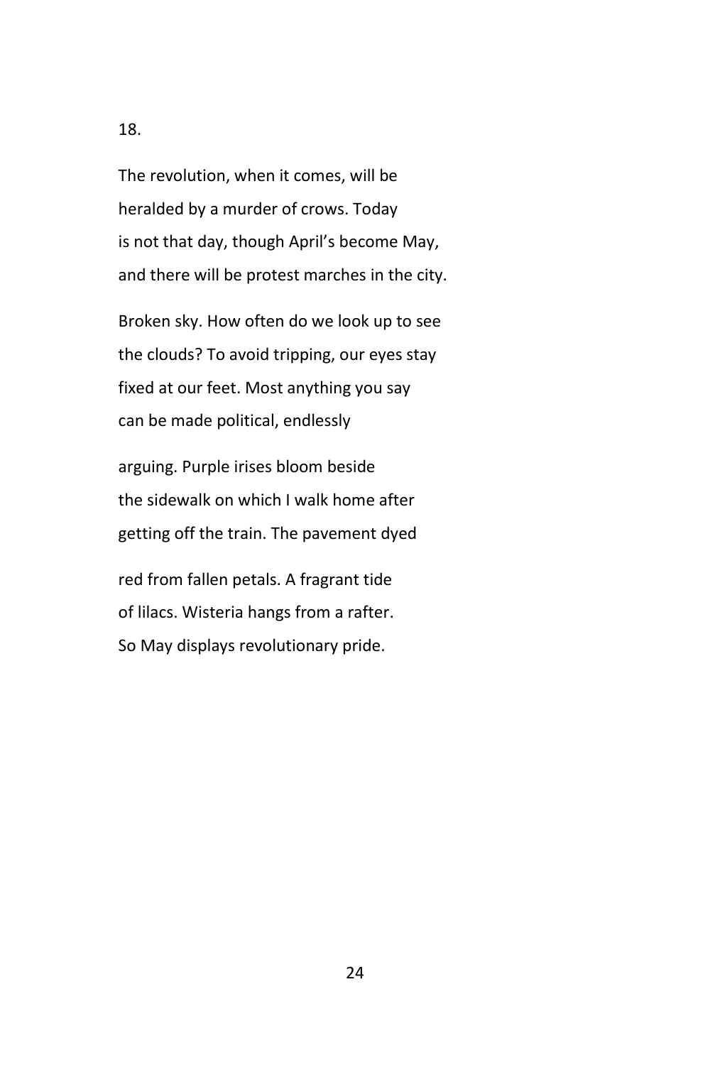18.

The revolution, when it comes, will be  
heralded by a murder of crows. Today  
is not that day, though April's become May,  
and there will be protest marches in the city.

Broken sky. How often do we look up to see  
the clouds? To avoid tripping, our eyes stay  
fixed at our feet. Most anything you say  
can be made political, endlessly

arguing. Purple irises bloom beside  
the sidewalk on which I walk home after  
getting off the train. The pavement dyed

red from fallen petals. A fragrant tide  
of lilacs. Wisteria hangs from a rafter.  
So May displays revolutionary pride.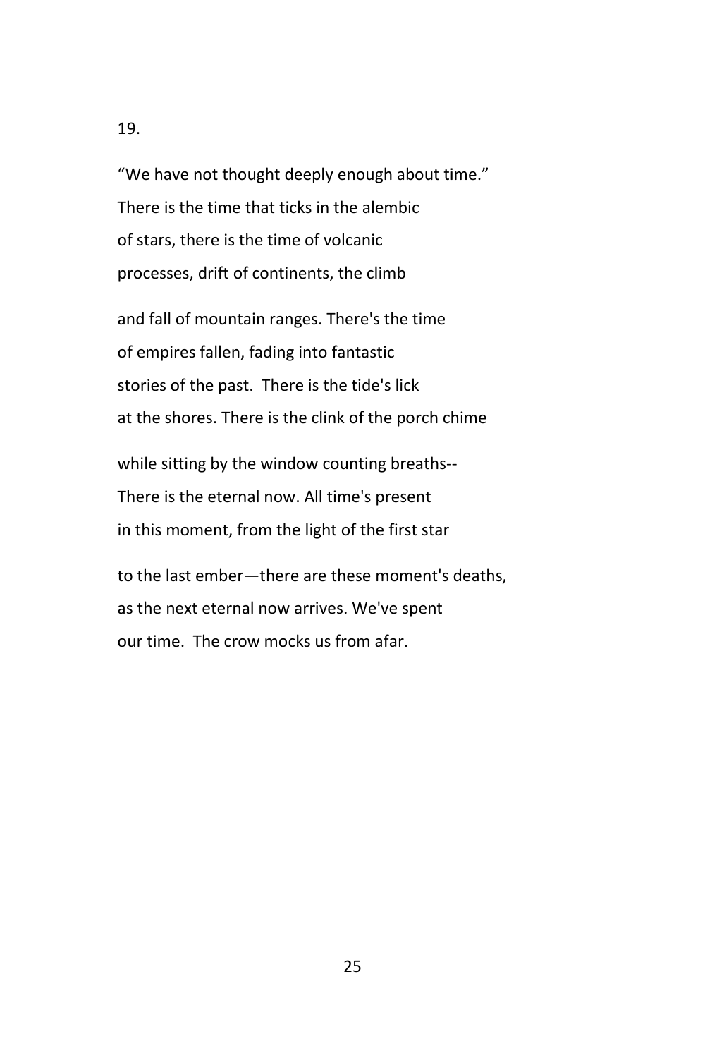19.

“We have not thought deeply enough about time.”  
There is the time that ticks in the alembic  
of stars, there is the time of volcanic  
processes, drift of continents, the climb

and fall of mountain ranges. There's the time  
of empires fallen, fading into fantastic  
stories of the past.  There is the tide's lick  
at the shores. There is the clink of the porch chime

while sitting by the window counting breaths--  
There is the eternal now. All time's present  
in this moment, from the light of the first star

to the last ember—there are these moment's deaths,  
as the next eternal now arrives. We've spent  
our time.  The crow mocks us from afar.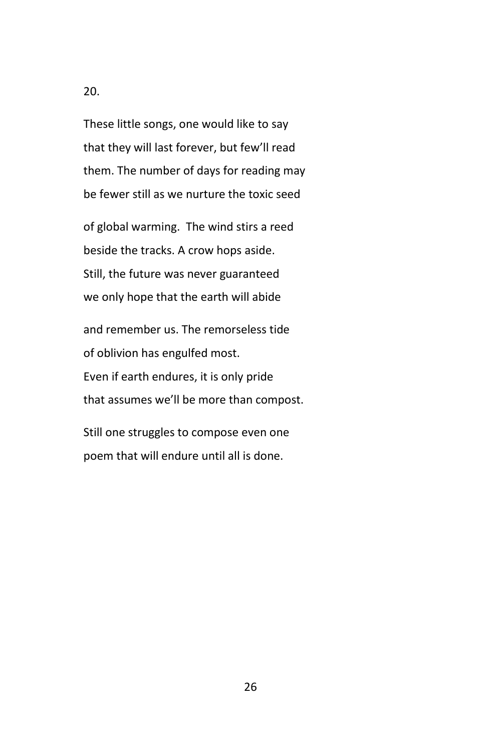20.

These little songs, one would like to say
that they will last forever, but few'll read
them. The number of days for reading may
be fewer still as we nurture the toxic seed

of global warming. The wind stirs a reed
beside the tracks. A crow hops aside.
Still, the future was never guaranteed
we only hope that the earth will abide

and remember us. The remorseless tide
of oblivion has engulfed most.
Even if earth endures, it is only pride
that assumes we'll be more than compost.

Still one struggles to compose even one
poem that will endure until all is done.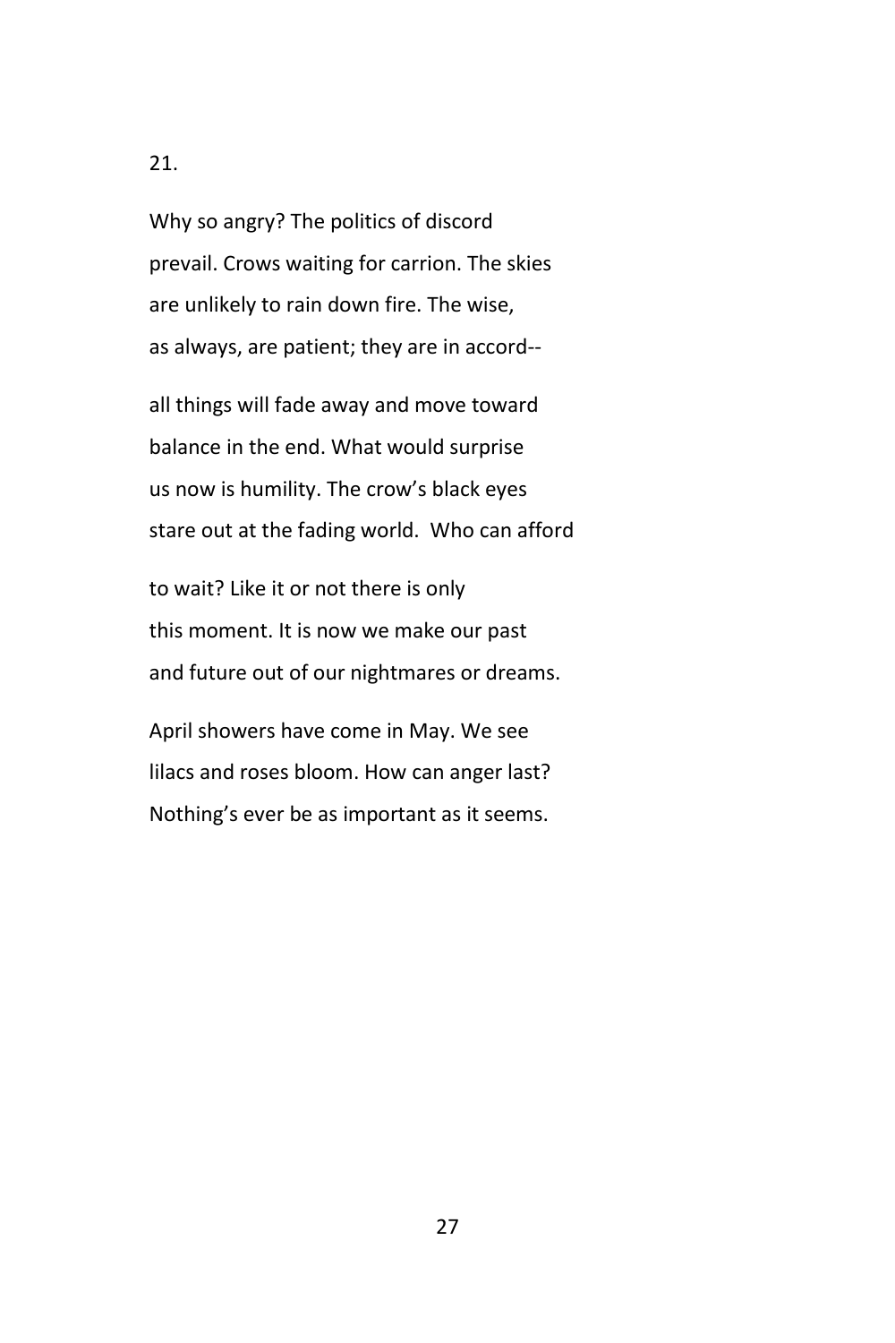21.

Why so angry? The politics of discord  
prevail. Crows waiting for carrion. The skies  
are unlikely to rain down fire. The wise,  
as always, are patient; they are in accord--

all things will fade away and move toward  
balance in the end. What would surprise  
us now is humility. The crow's black eyes  
stare out at the fading world.  Who can afford

to wait? Like it or not there is only  
this moment. It is now we make our past  
and future out of our nightmares or dreams.

April showers have come in May. We see  
lilacs and roses bloom. How can anger last?  
Nothing's ever be as important as it seems.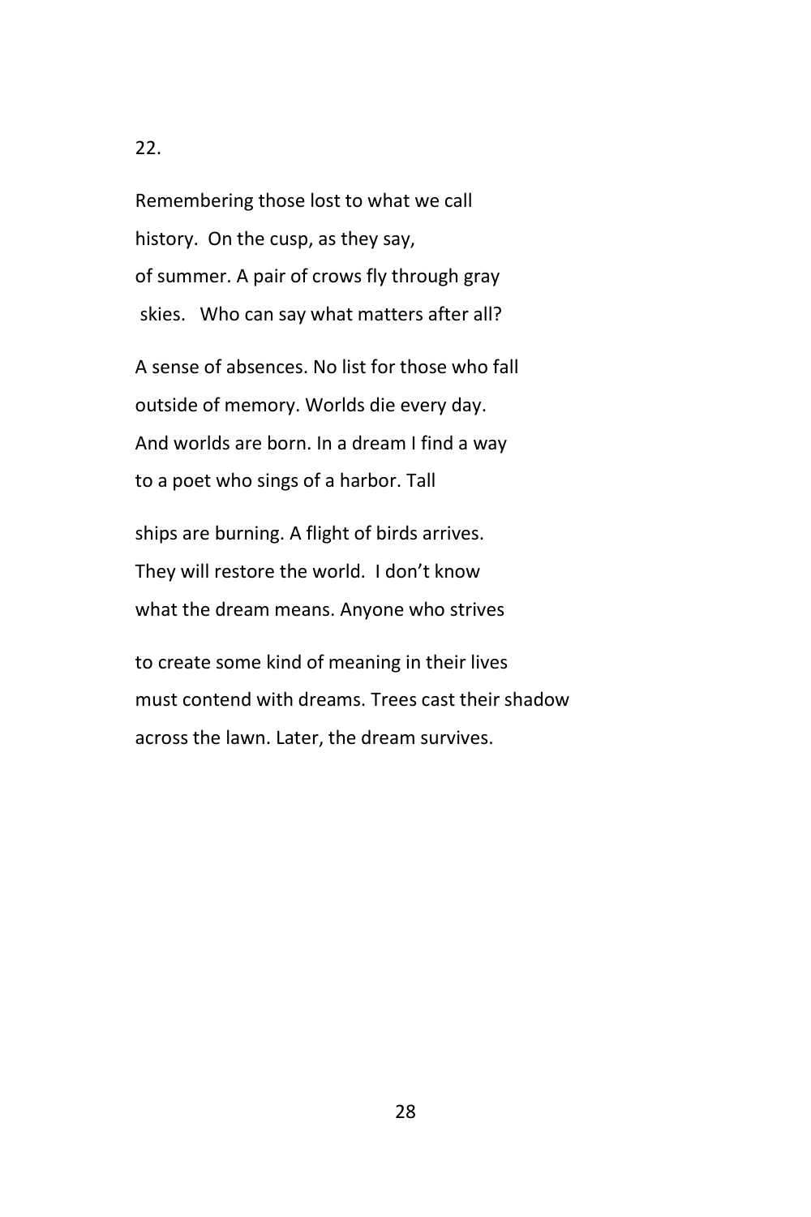22.

Remembering those lost to what we call  
history. On the cusp, as they say,  
of summer. A pair of crows fly through gray  
skies. Who can say what matters after all?

A sense of absences. No list for those who fall  
outside of memory. Worlds die every day.  
And worlds are born. In a dream I find a way  
to a poet who sings of a harbor. Tall

ships are burning. A flight of birds arrives.  
They will restore the world. I don't know  
what the dream means. Anyone who strives

to create some kind of meaning in their lives  
must contend with dreams. Trees cast their shadow  
across the lawn. Later, the dream survives.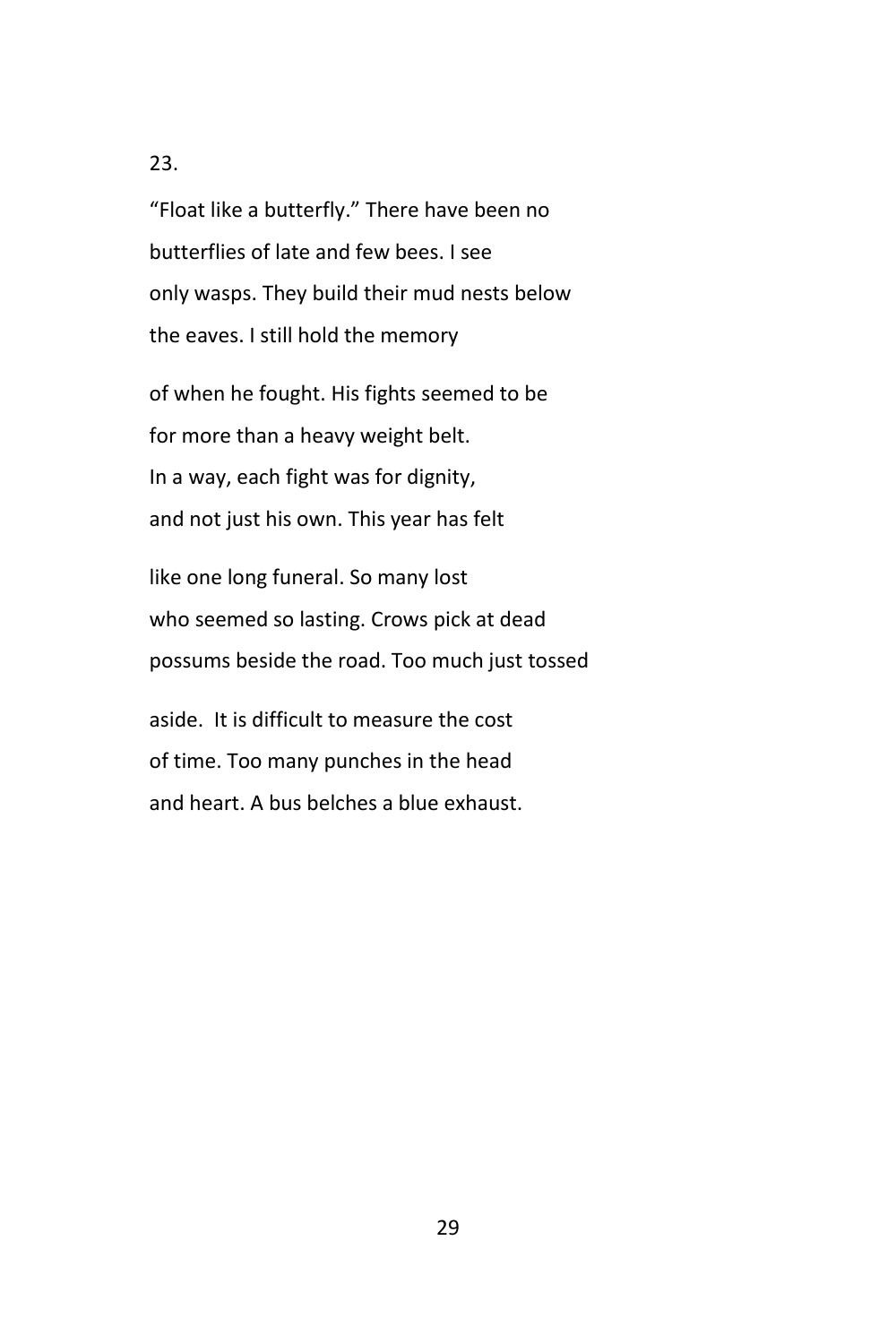23.

"Float like a butterfly." There have been no
butterflies of late and few bees. I see
only wasps. They build their mud nests below
the eaves. I still hold the memory

of when he fought. His fights seemed to be
for more than a heavy weight belt.
In a way, each fight was for dignity,
and not just his own. This year has felt

like one long funeral. So many lost
who seemed so lasting. Crows pick at dead
possums beside the road. Too much just tossed

aside.  It is difficult to measure the cost
of time. Too many punches in the head
and heart. A bus belches a blue exhaust.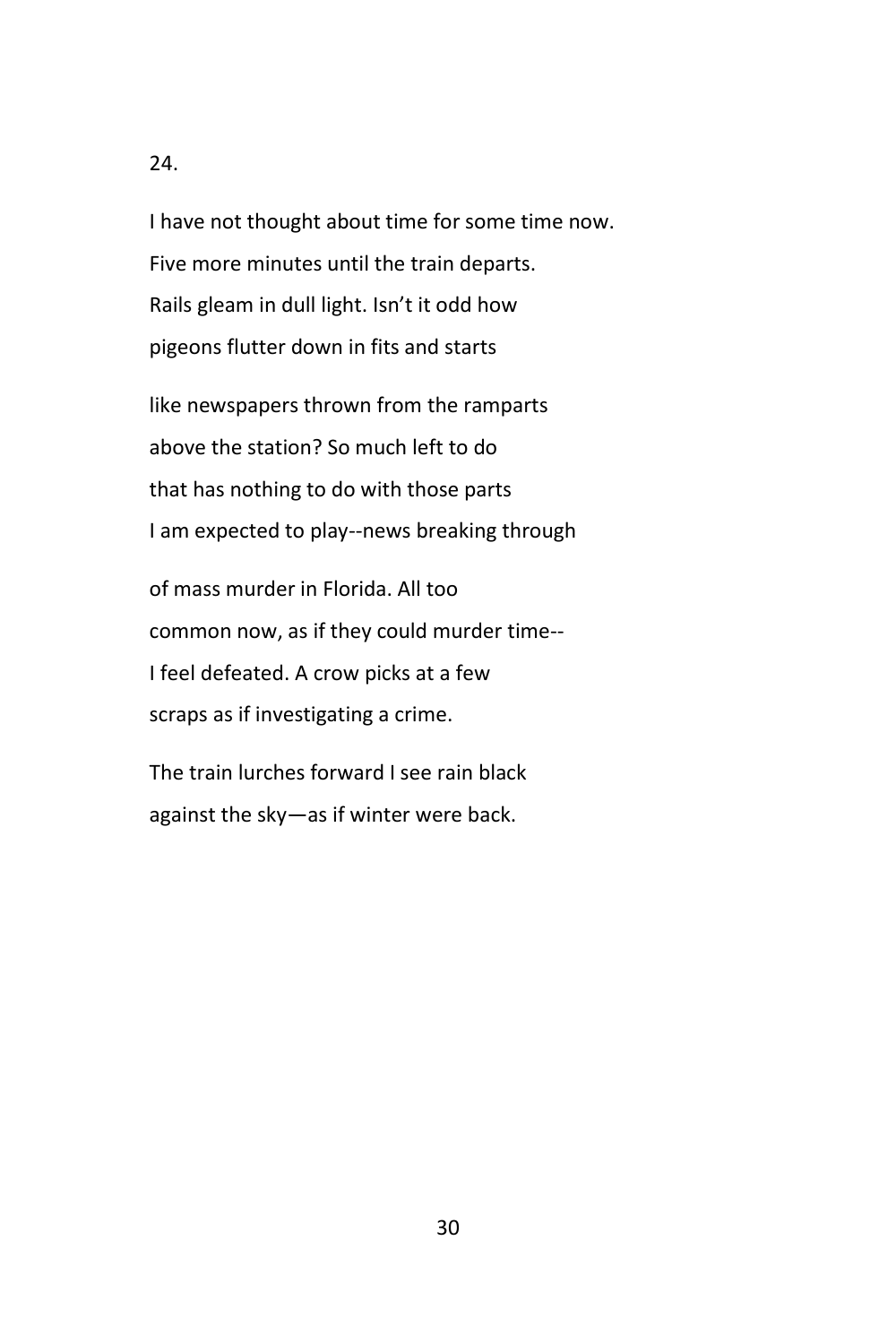24.

I have not thought about time for some time now.  
Five more minutes until the train departs.  
Rails gleam in dull light. Isn't it odd how  
pigeons flutter down in fits and starts

like newspapers thrown from the ramparts  
above the station? So much left to do  
that has nothing to do with those parts  
I am expected to play--news breaking through

of mass murder in Florida. All too  
common now, as if they could murder time--  
I feel defeated. A crow picks at a few  
scraps as if investigating a crime.

The train lurches forward I see rain black  
against the sky—as if winter were back.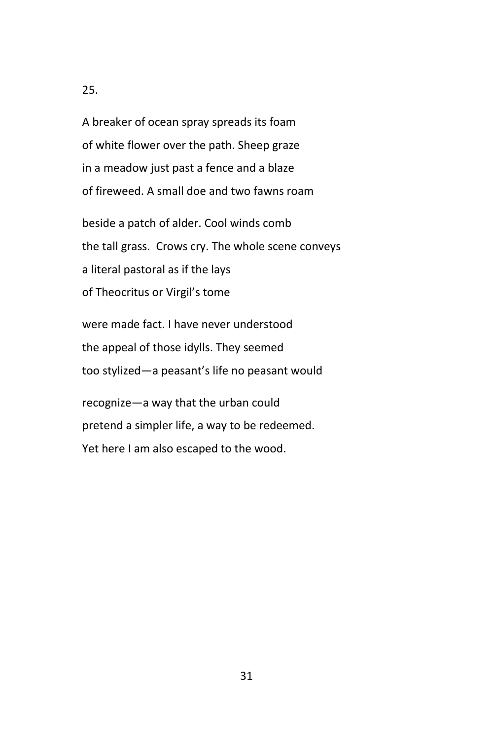25.

A breaker of ocean spray spreads its foam  
of white flower over the path. Sheep graze  
in a meadow just past a fence and a blaze  
of fireweed. A small doe and two fawns roam

beside a patch of alder. Cool winds comb  
the tall grass.  Crows cry. The whole scene conveys  
a literal pastoral as if the lays  
of Theocritus or Virgil's tome

were made fact. I have never understood  
the appeal of those idylls. They seemed  
too stylized—a peasant's life no peasant would

recognize—a way that the urban could  
pretend a simpler life, a way to be redeemed.  
Yet here I am also escaped to the wood.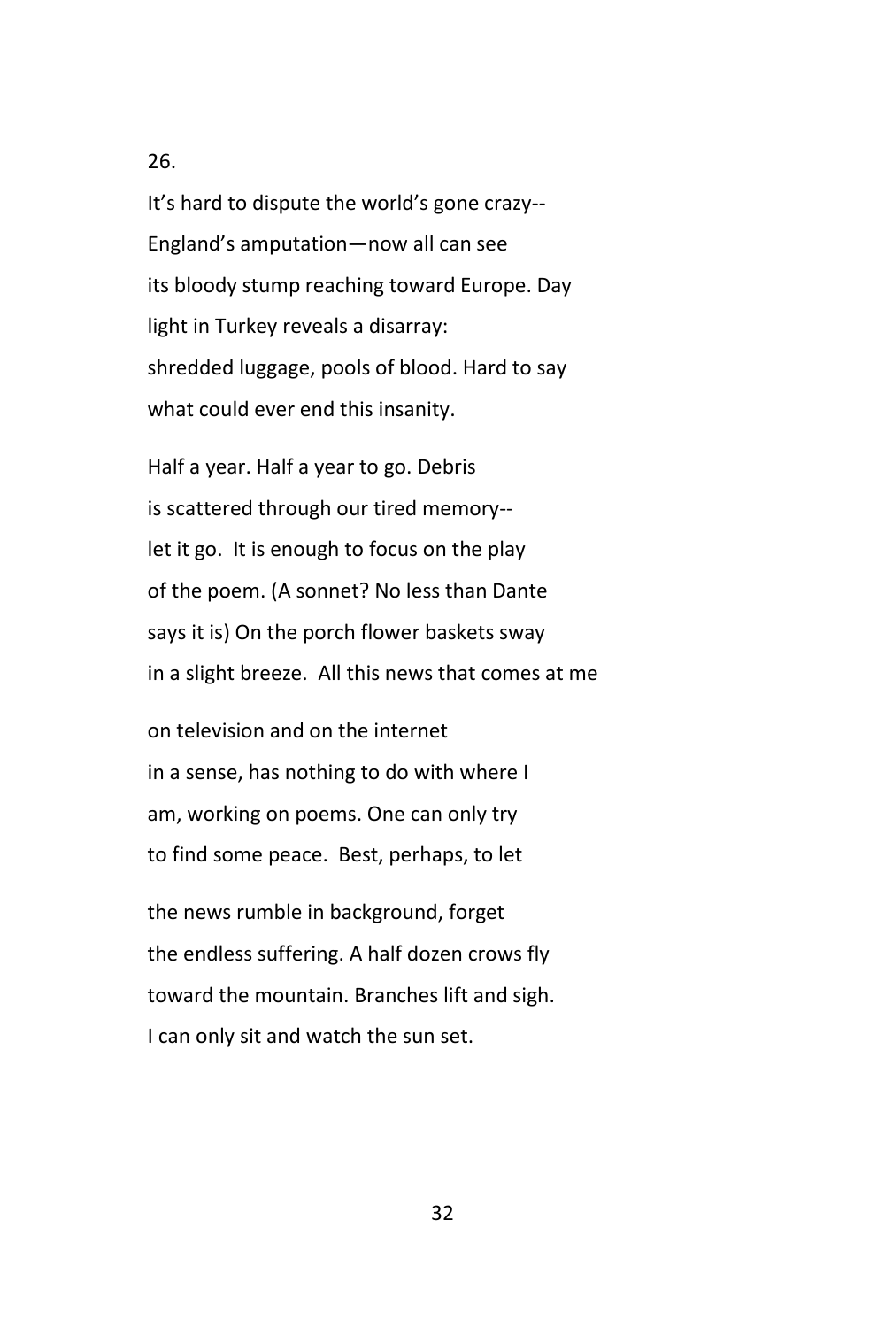26.

It's hard to dispute the world's gone crazy--
England's amputation—now all can see
its bloody stump reaching toward Europe. Day
light in Turkey reveals a disarray:
shredded luggage, pools of blood. Hard to say
what could ever end this insanity.

Half a year. Half a year to go. Debris
is scattered through our tired memory--
let it go. It is enough to focus on the play
of the poem. (A sonnet? No less than Dante
says it is) On the porch flower baskets sway
in a slight breeze. All this news that comes at me

on television and on the internet
in a sense, has nothing to do with where I
am, working on poems. One can only try
to find some peace. Best, perhaps, to let

the news rumble in background, forget
the endless suffering. A half dozen crows fly
toward the mountain. Branches lift and sigh.
I can only sit and watch the sun set.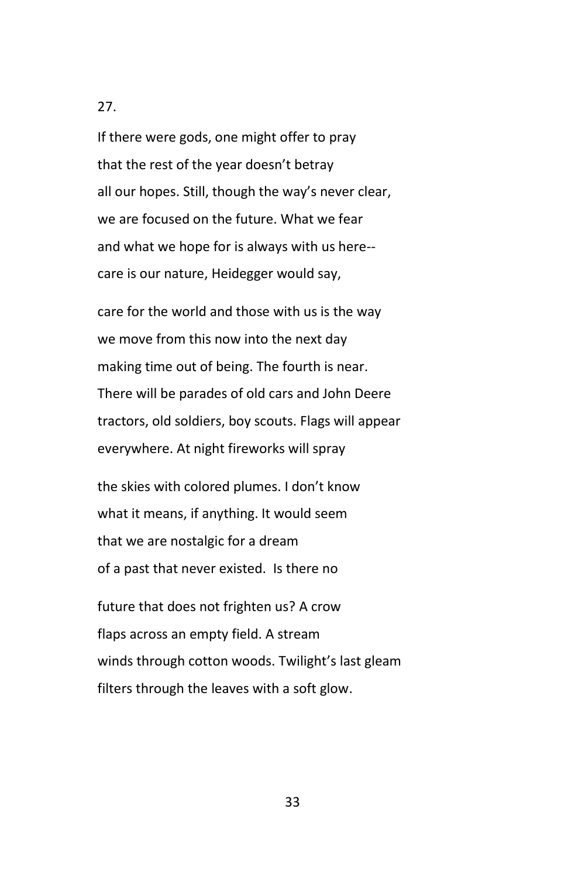27.

If there were gods, one might offer to pray
that the rest of the year doesn't betray
all our hopes. Still, though the way's never clear,
we are focused on the future. What we fear
and what we hope for is always with us here--
care is our nature, Heidegger would say,

care for the world and those with us is the way
we move from this now into the next day
making time out of being. The fourth is near.
There will be parades of old cars and John Deere
tractors, old soldiers, boy scouts. Flags will appear
everywhere. At night fireworks will spray

the skies with colored plumes. I don't know
what it means, if anything. It would seem
that we are nostalgic for a dream
of a past that never existed. Is there no

future that does not frighten us? A crow
flaps across an empty field. A stream
winds through cotton woods. Twilight's last gleam
filters through the leaves with a soft glow.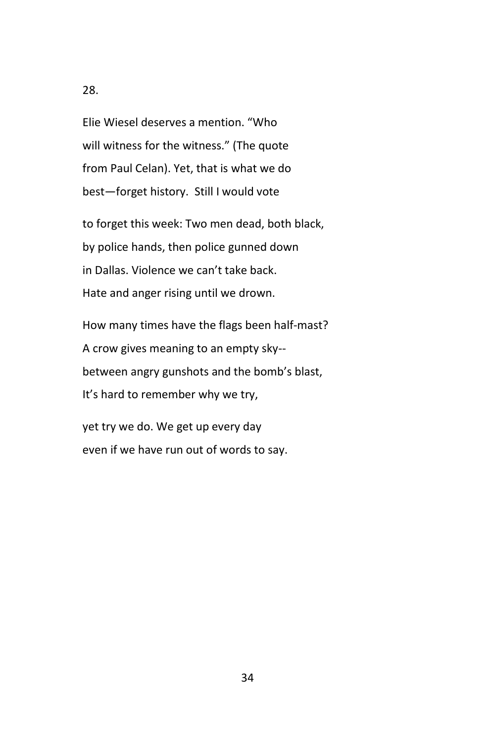28.

Elie Wiesel deserves a mention. “Who
will witness for the witness.” (The quote
from Paul Celan). Yet, that is what we do
best—forget history.  Still I would vote

to forget this week: Two men dead, both black,
by police hands, then police gunned down
in Dallas. Violence we can’t take back.
Hate and anger rising until we drown.

How many times have the flags been half-mast?
A crow gives meaning to an empty sky--
between angry gunshots and the bomb’s blast,
It’s hard to remember why we try,

yet try we do. We get up every day
even if we have run out of words to say.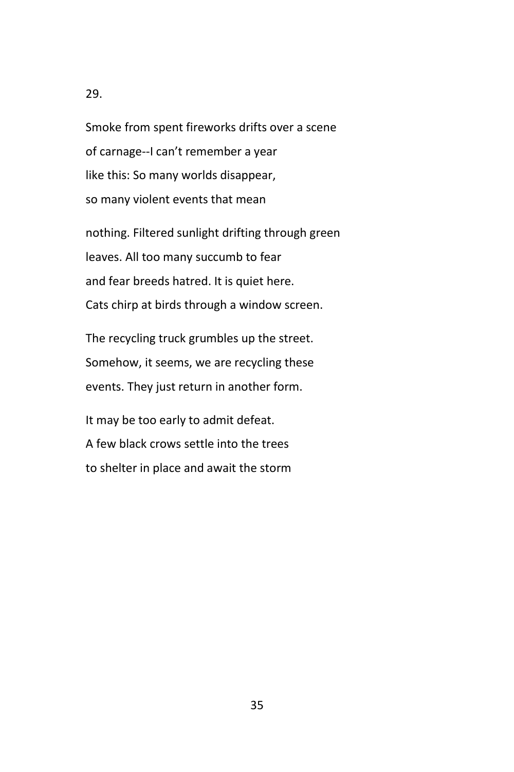29.

Smoke from spent fireworks drifts over a scene
of carnage--I can't remember a year
like this: So many worlds disappear,
so many violent events that mean

nothing. Filtered sunlight drifting through green
leaves. All too many succumb to fear
and fear breeds hatred. It is quiet here.
Cats chirp at birds through a window screen.

The recycling truck grumbles up the street.
Somehow, it seems, we are recycling these
events. They just return in another form.

It may be too early to admit defeat.
A few black crows settle into the trees
to shelter in place and await the storm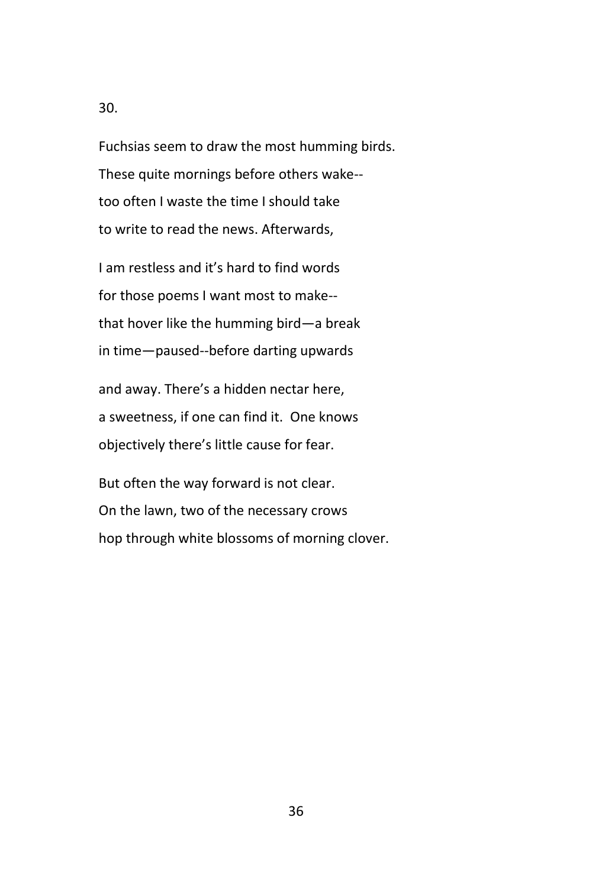30.

Fuchsias seem to draw the most humming birds.
These quite mornings before others wake--
too often I waste the time I should take
to write to read the news. Afterwards,

I am restless and it's hard to find words
for those poems I want most to make--
that hover like the humming bird—a break
in time—paused--before darting upwards

and away. There's a hidden nectar here,
a sweetness, if one can find it.  One knows
objectively there's little cause for fear.

But often the way forward is not clear.
On the lawn, two of the necessary crows
hop through white blossoms of morning clover.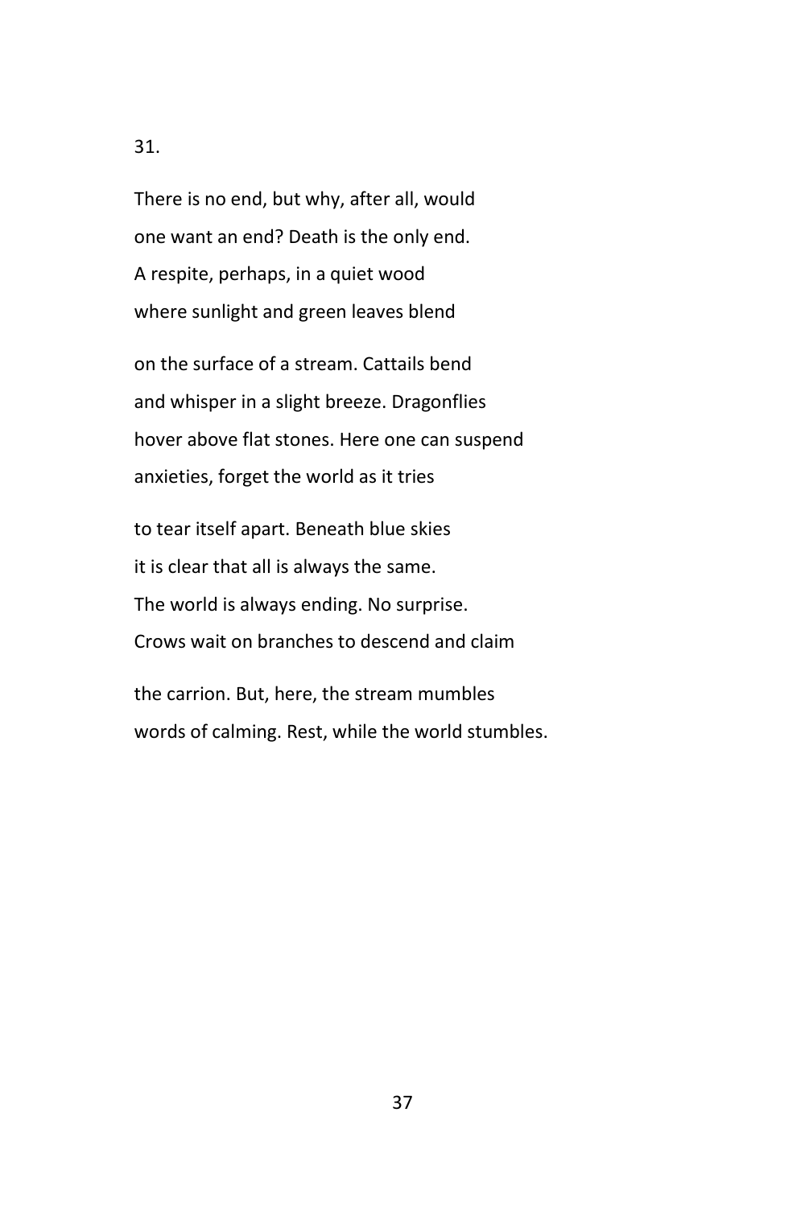31.

There is no end, but why, after all, would
one want an end? Death is the only end.
A respite, perhaps, in a quiet wood
where sunlight and green leaves blend

on the surface of a stream. Cattails bend
and whisper in a slight breeze. Dragonflies
hover above flat stones. Here one can suspend
anxieties, forget the world as it tries

to tear itself apart. Beneath blue skies
it is clear that all is always the same.
The world is always ending. No surprise.
Crows wait on branches to descend and claim

the carrion. But, here, the stream mumbles
words of calming. Rest, while the world stumbles.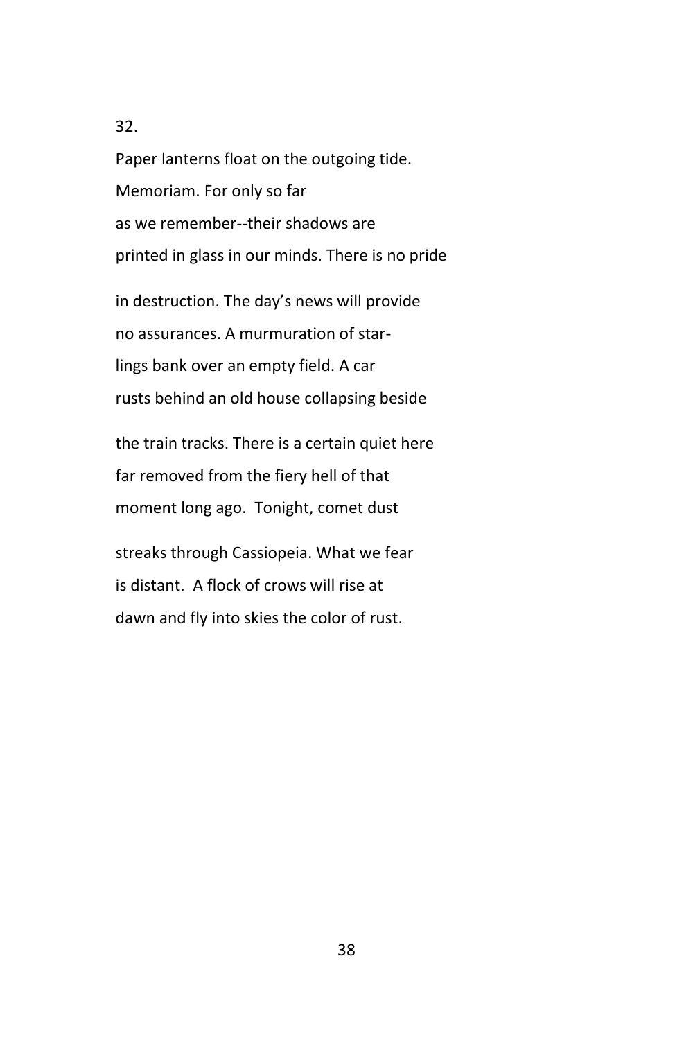32.

Paper lanterns float on the outgoing tide.  
Memoriam. For only so far  
as we remember--their shadows are  
printed in glass in our minds. There is no pride

in destruction. The day's news will provide  
no assurances. A murmuration of star-  
lings bank over an empty field. A car  
rusts behind an old house collapsing beside

the train tracks. There is a certain quiet here  
far removed from the fiery hell of that  
moment long ago.  Tonight, comet dust

streaks through Cassiopeia. What we fear  
is distant.  A flock of crows will rise at  
dawn and fly into skies the color of rust.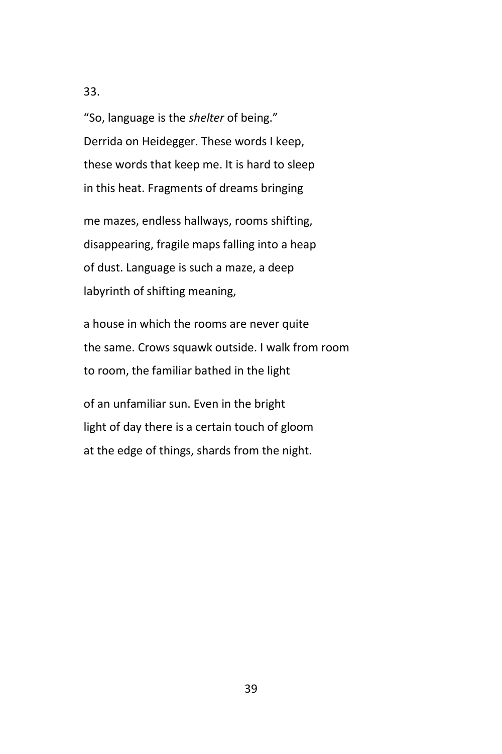33.

"So, language is the *shelter* of being."
Derrida on Heidegger. These words I keep,
these words that keep me. It is hard to sleep
in this heat. Fragments of dreams bringing

me mazes, endless hallways, rooms shifting,
disappearing, fragile maps falling into a heap
of dust. Language is such a maze, a deep
labyrinth of shifting meaning,

a house in which the rooms are never quite
the same. Crows squawk outside. I walk from room
to room, the familiar bathed in the light

of an unfamiliar sun. Even in the bright
light of day there is a certain touch of gloom
at the edge of things, shards from the night.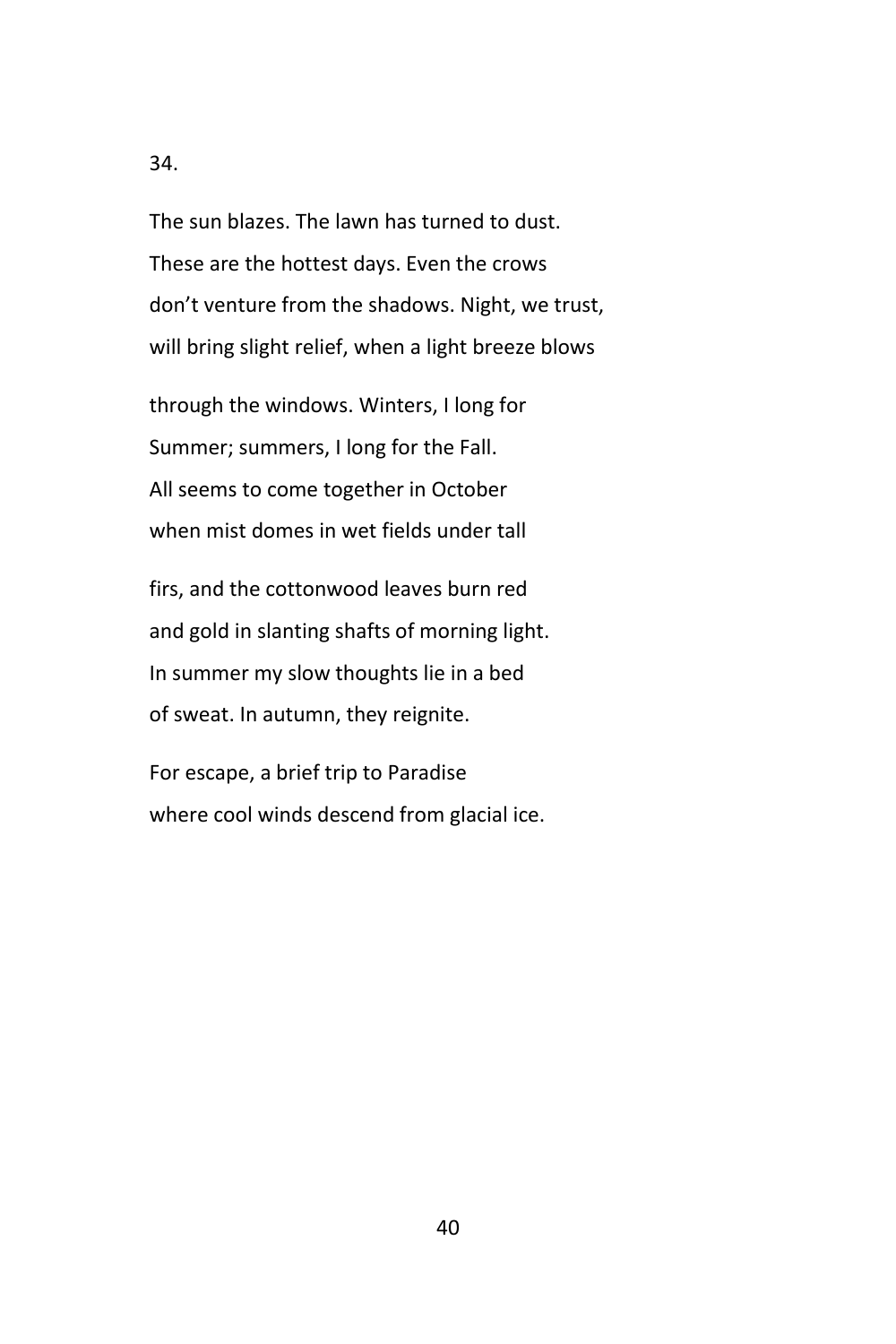34.

The sun blazes. The lawn has turned to dust.
These are the hottest days. Even the crows
don't venture from the shadows. Night, we trust,
will bring slight relief, when a light breeze blows

through the windows. Winters, I long for
Summer; summers, I long for the Fall.
All seems to come together in October
when mist domes in wet fields under tall

firs, and the cottonwood leaves burn red
and gold in slanting shafts of morning light.
In summer my slow thoughts lie in a bed
of sweat. In autumn, they reignite.

For escape, a brief trip to Paradise
where cool winds descend from glacial ice.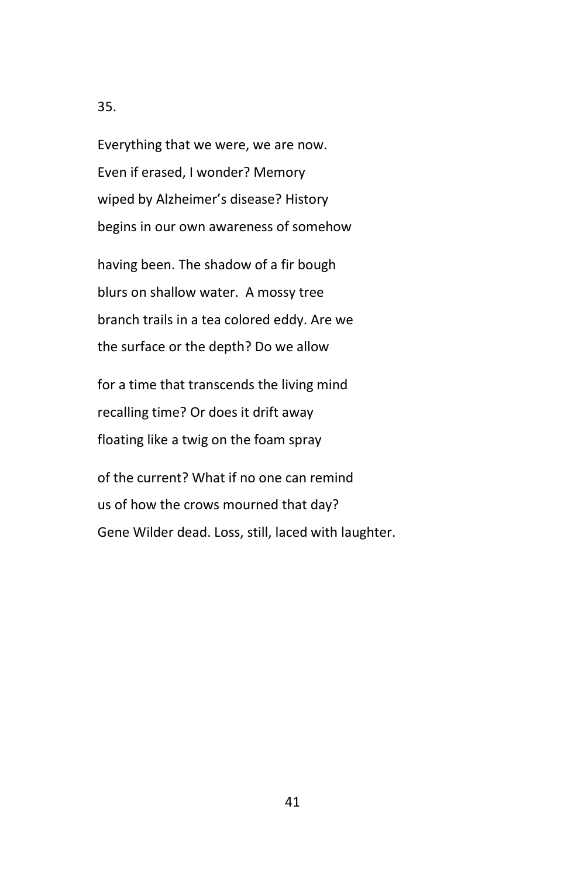35.

Everything that we were, we are now.  
Even if erased, I wonder? Memory  
wiped by Alzheimer's disease? History  
begins in our own awareness of somehow

having been. The shadow of a fir bough  
blurs on shallow water.  A mossy tree  
branch trails in a tea colored eddy. Are we  
the surface or the depth? Do we allow

for a time that transcends the living mind  
recalling time? Or does it drift away  
floating like a twig on the foam spray

of the current? What if no one can remind  
us of how the crows mourned that day?  
Gene Wilder dead. Loss, still, laced with laughter.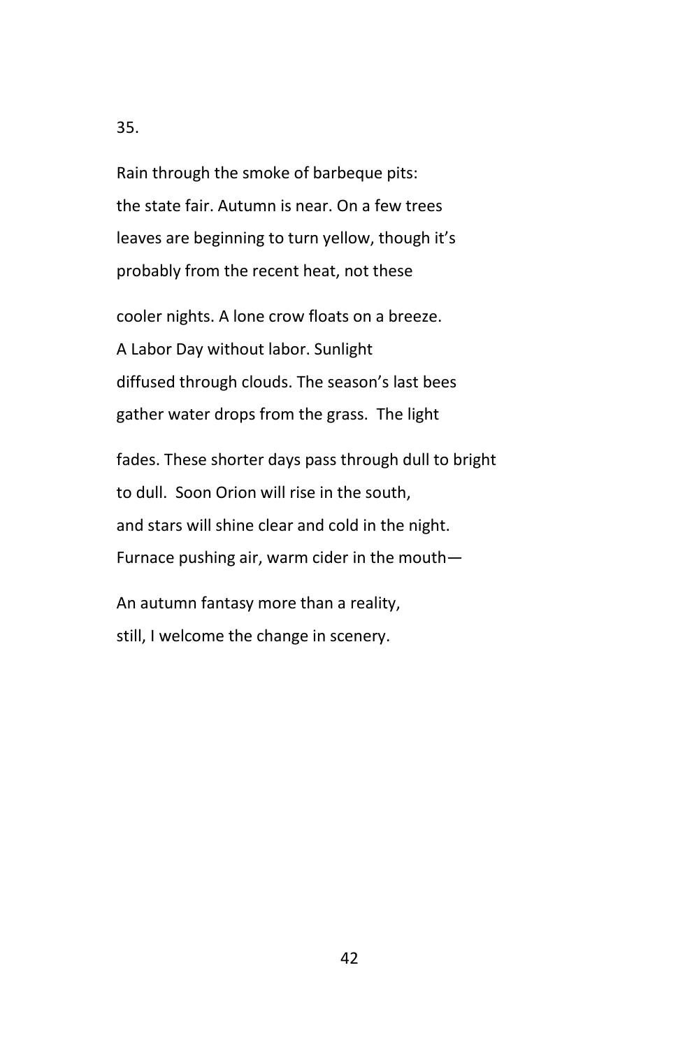35.

Rain through the smoke of barbeque pits:
the state fair. Autumn is near. On a few trees
leaves are beginning to turn yellow, though it's
probably from the recent heat, not these

cooler nights. A lone crow floats on a breeze.
A Labor Day without labor. Sunlight
diffused through clouds. The season's last bees
gather water drops from the grass.  The light

fades. These shorter days pass through dull to bright
to dull.  Soon Orion will rise in the south,
and stars will shine clear and cold in the night.
Furnace pushing air, warm cider in the mouth—

An autumn fantasy more than a reality,
still, I welcome the change in scenery.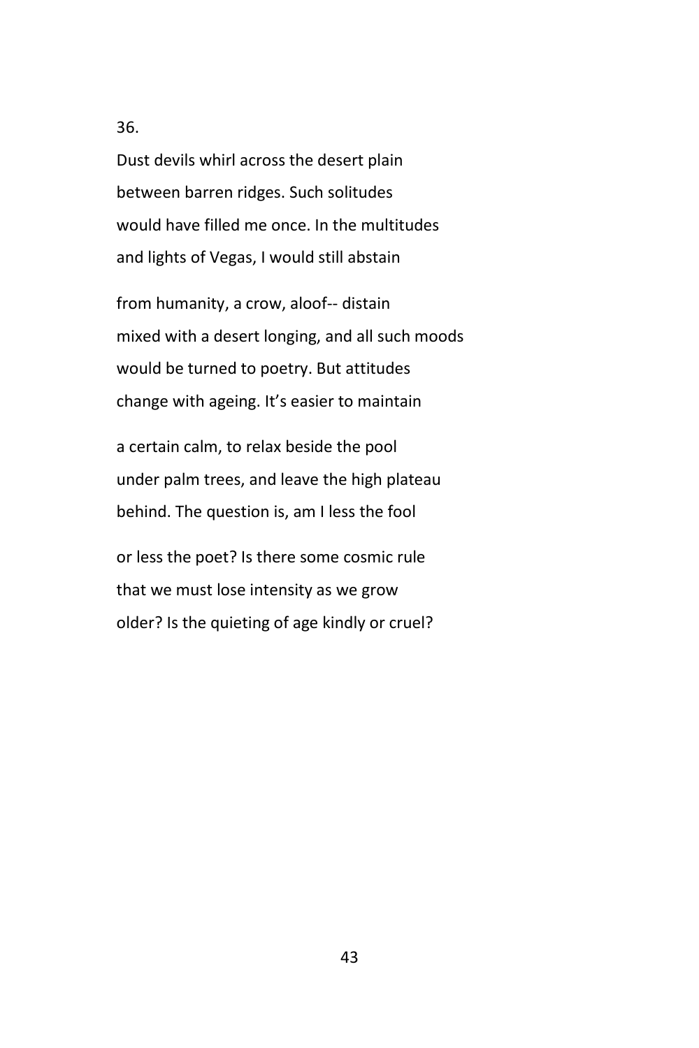36.

Dust devils whirl across the desert plain  
between barren ridges. Such solitudes  
would have filled me once. In the multitudes  
and lights of Vegas, I would still abstain

from humanity, a crow, aloof-- distain  
mixed with a desert longing, and all such moods  
would be turned to poetry. But attitudes  
change with ageing. It's easier to maintain

a certain calm, to relax beside the pool  
under palm trees, and leave the high plateau  
behind. The question is, am I less the fool

or less the poet? Is there some cosmic rule  
that we must lose intensity as we grow  
older? Is the quieting of age kindly or cruel?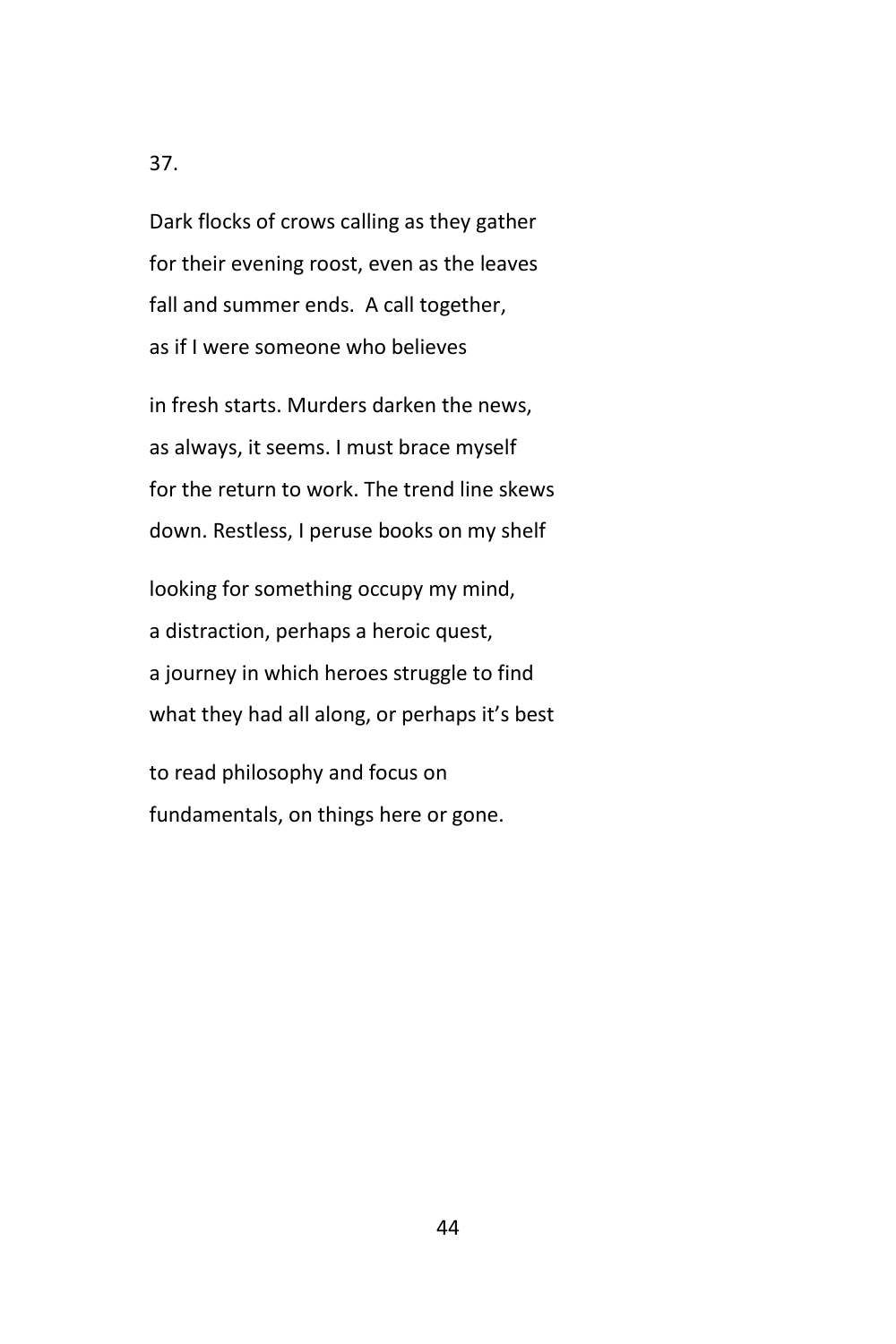37.

Dark flocks of crows calling as they gather  
for their evening roost, even as the leaves  
fall and summer ends.  A call together,  
as if I were someone who believes

in fresh starts. Murders darken the news,  
as always, it seems. I must brace myself  
for the return to work. The trend line skews  
down. Restless, I peruse books on my shelf

looking for something occupy my mind,  
a distraction, perhaps a heroic quest,  
a journey in which heroes struggle to find  
what they had all along, or perhaps it's best

to read philosophy and focus on  
fundamentals, on things here or gone.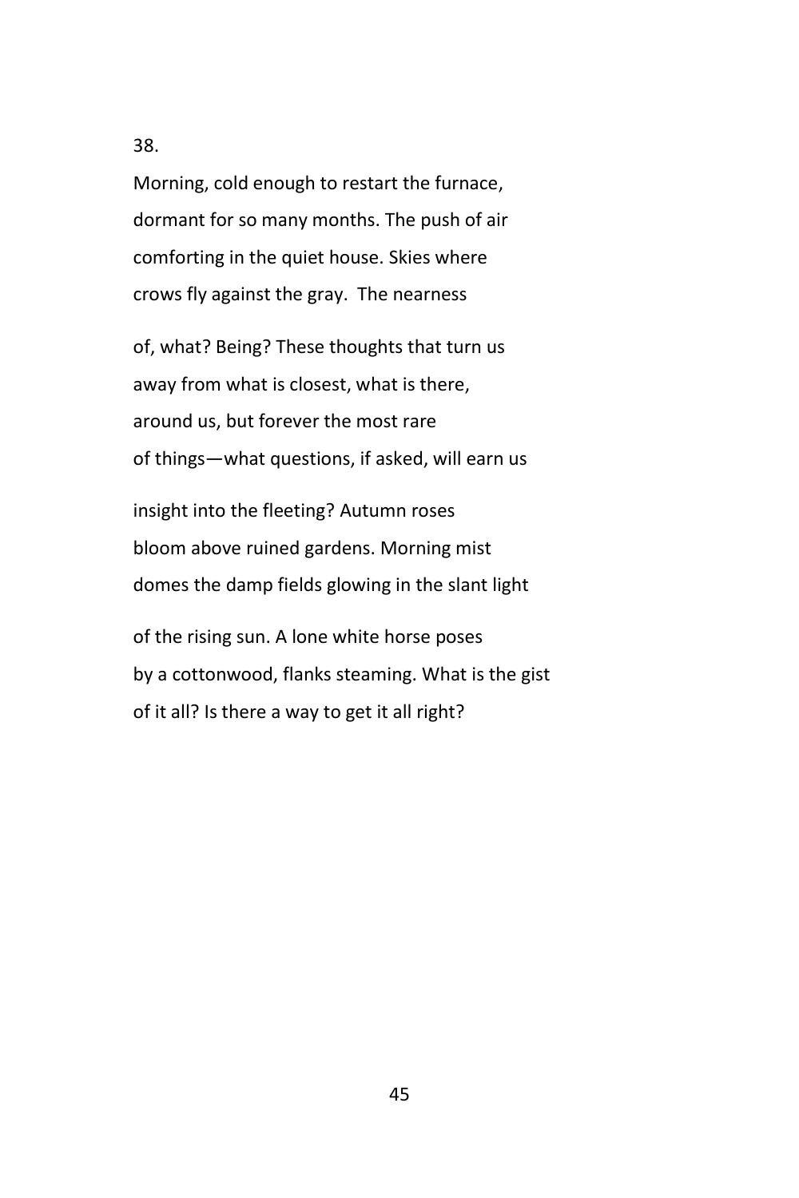38.

Morning, cold enough to restart the furnace,  
dormant for so many months. The push of air  
comforting in the quiet house. Skies where  
crows fly against the gray.  The nearness

of, what? Being? These thoughts that turn us  
away from what is closest, what is there,  
around us, but forever the most rare  
of things—what questions, if asked, will earn us

insight into the fleeting? Autumn roses  
bloom above ruined gardens. Morning mist  
domes the damp fields glowing in the slant light

of the rising sun. A lone white horse poses  
by a cottonwood, flanks steaming. What is the gist  
of it all? Is there a way to get it all right?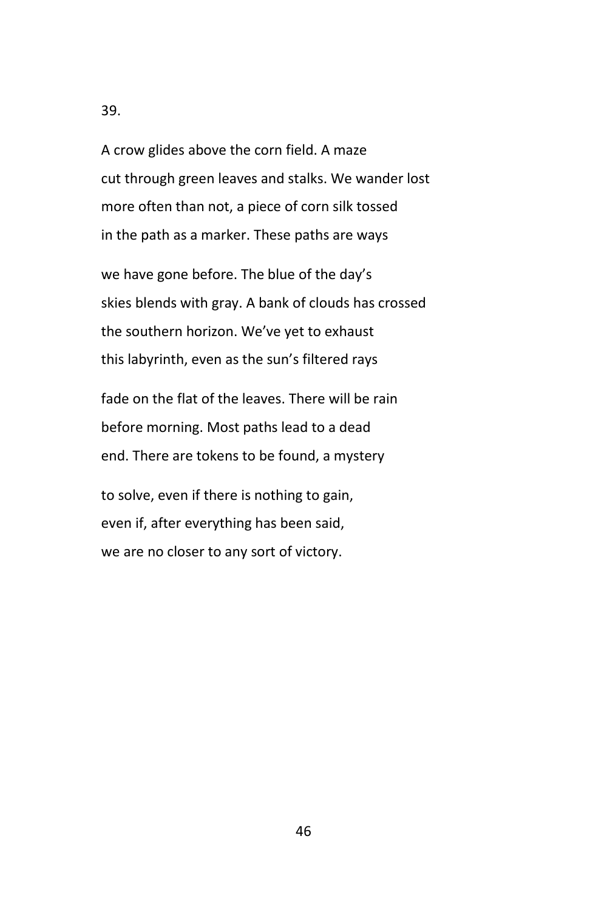39.

A crow glides above the corn field. A maze  
cut through green leaves and stalks. We wander lost  
more often than not, a piece of corn silk tossed  
in the path as a marker. These paths are ways

we have gone before. The blue of the day's  
skies blends with gray. A bank of clouds has crossed  
the southern horizon. We've yet to exhaust  
this labyrinth, even as the sun's filtered rays

fade on the flat of the leaves. There will be rain  
before morning. Most paths lead to a dead  
end. There are tokens to be found, a mystery

to solve, even if there is nothing to gain,  
even if, after everything has been said,  
we are no closer to any sort of victory.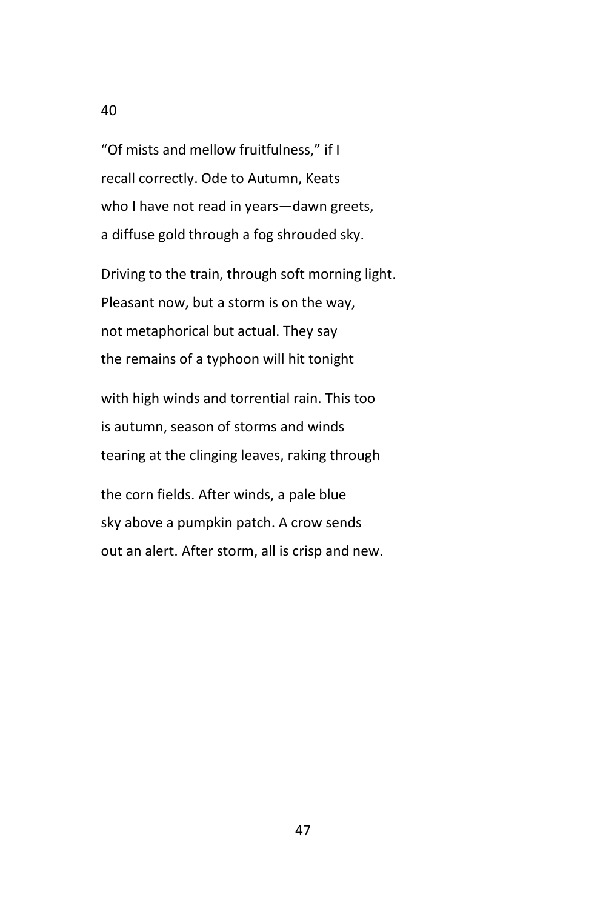## 40

“Of mists and mellow fruitfulness,” if I  
recall correctly. Ode to Autumn, Keats  
who I have not read in years—dawn greets,  
a diffuse gold through a fog shrouded sky.

Driving to the train, through soft morning light.  
Pleasant now, but a storm is on the way,  
not metaphorical but actual. They say  
the remains of a typhoon will hit tonight

with high winds and torrential rain. This too  
is autumn, season of storms and winds  
tearing at the clinging leaves, raking through

the corn fields. After winds, a pale blue  
sky above a pumpkin patch. A crow sends  
out an alert. After storm, all is crisp and new.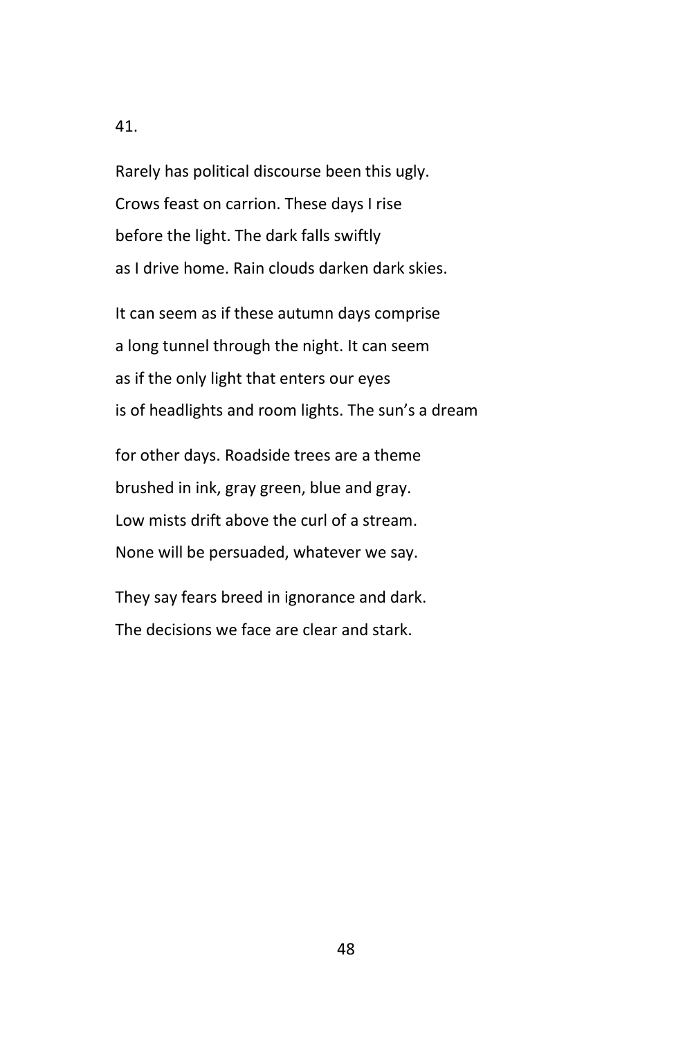41.

Rarely has political discourse been this ugly.  
Crows feast on carrion. These days I rise  
before the light. The dark falls swiftly  
as I drive home. Rain clouds darken dark skies.

It can seem as if these autumn days comprise  
a long tunnel through the night. It can seem  
as if the only light that enters our eyes  
is of headlights and room lights. The sun's a dream

for other days. Roadside trees are a theme  
brushed in ink, gray green, blue and gray.  
Low mists drift above the curl of a stream.  
None will be persuaded, whatever we say.

They say fears breed in ignorance and dark.  
The decisions we face are clear and stark.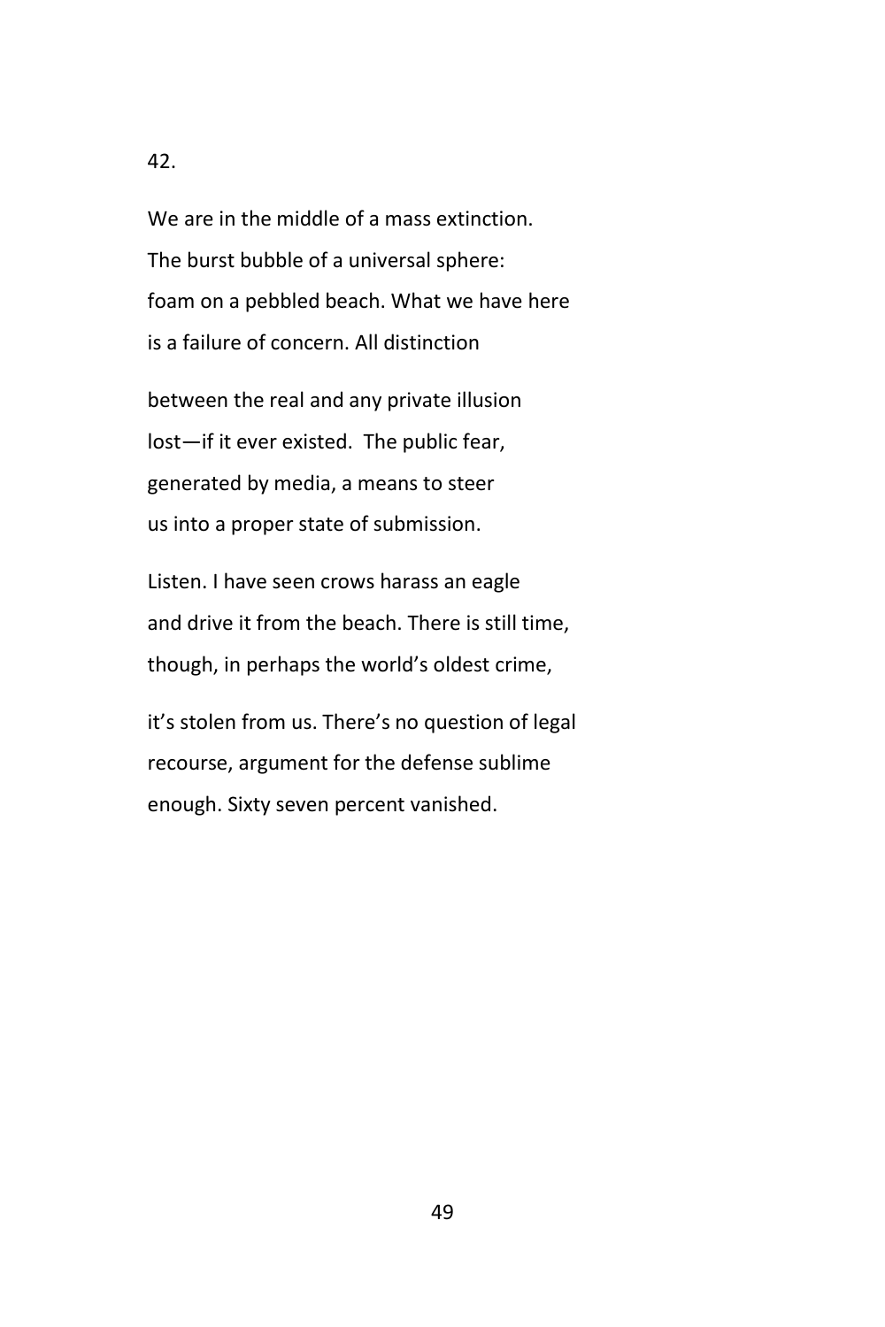42.

We are in the middle of a mass extinction.  
The burst bubble of a universal sphere:  
foam on a pebbled beach. What we have here  
is a failure of concern. All distinction

between the real and any private illusion  
lost—if it ever existed.  The public fear,  
generated by media, a means to steer  
us into a proper state of submission.

Listen. I have seen crows harass an eagle  
and drive it from the beach. There is still time,  
though, in perhaps the world's oldest crime,

it's stolen from us. There's no question of legal  
recourse, argument for the defense sublime  
enough. Sixty seven percent vanished.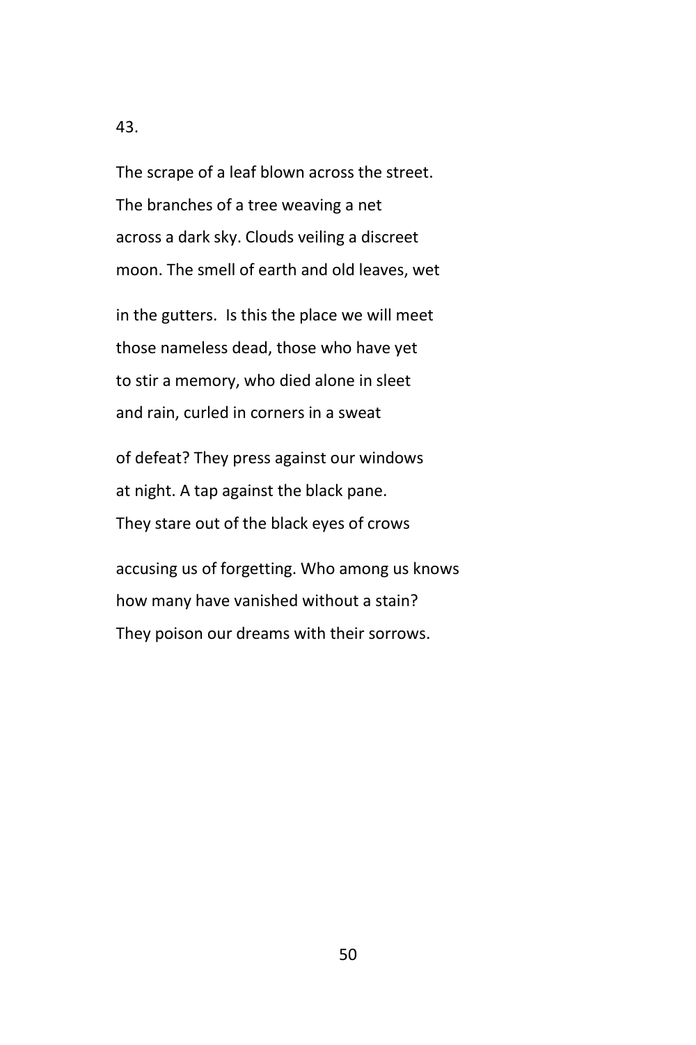43.

The scrape of a leaf blown across the street.  
The branches of a tree weaving a net  
across a dark sky. Clouds veiling a discreet  
moon. The smell of earth and old leaves, wet

in the gutters. Is this the place we will meet  
those nameless dead, those who have yet  
to stir a memory, who died alone in sleet  
and rain, curled in corners in a sweat

of defeat? They press against our windows  
at night. A tap against the black pane.  
They stare out of the black eyes of crows

accusing us of forgetting. Who among us knows  
how many have vanished without a stain?  
They poison our dreams with their sorrows.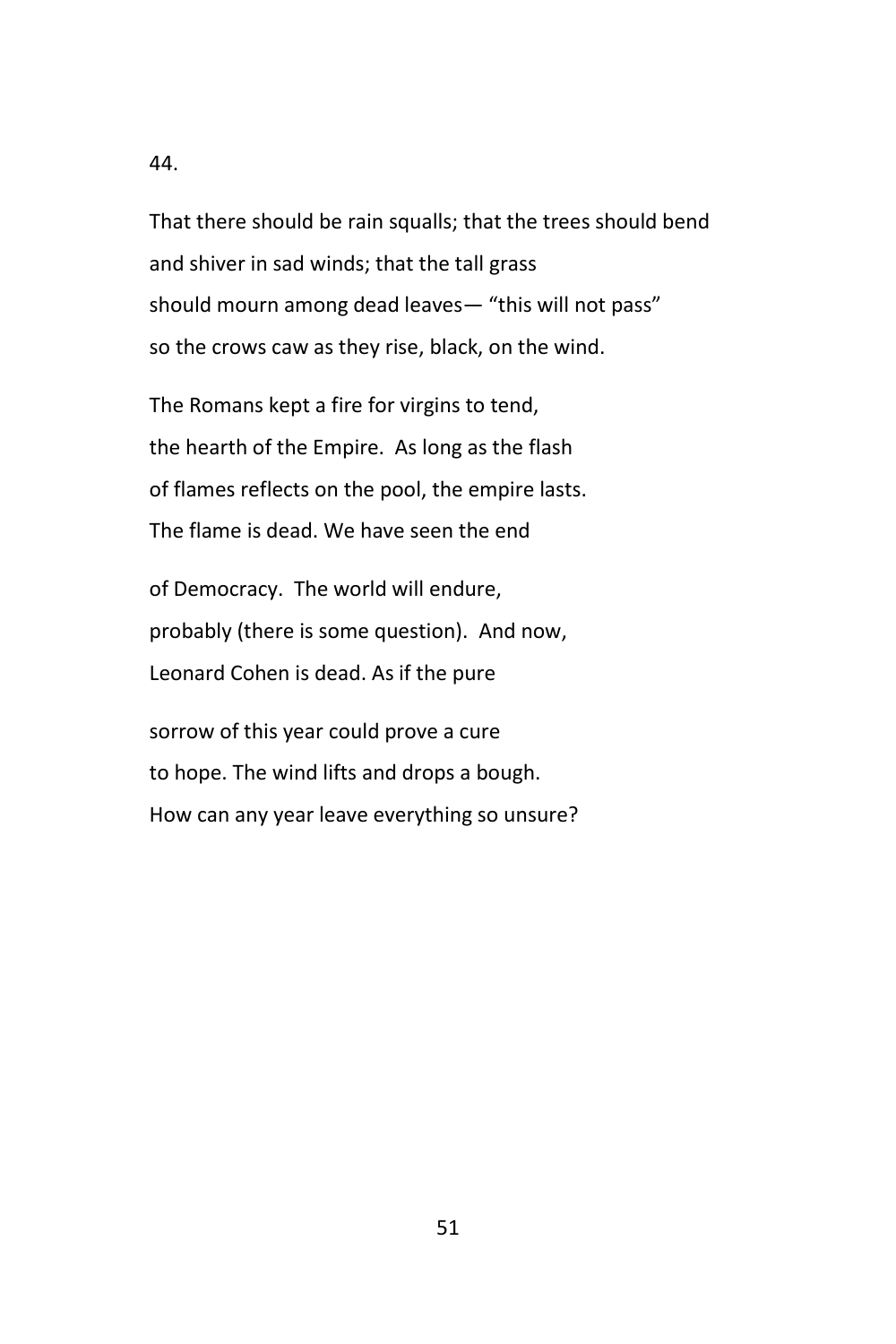44.

That there should be rain squalls; that the trees should bend  
and shiver in sad winds; that the tall grass  
should mourn among dead leaves— "this will not pass"  
so the crows caw as they rise, black, on the wind.

The Romans kept a fire for virgins to tend,  
the hearth of the Empire.  As long as the flash  
of flames reflects on the pool, the empire lasts.  
The flame is dead. We have seen the end

of Democracy.  The world will endure,  
probably (there is some question).  And now,  
Leonard Cohen is dead. As if the pure

sorrow of this year could prove a cure  
to hope. The wind lifts and drops a bough.  
How can any year leave everything so unsure?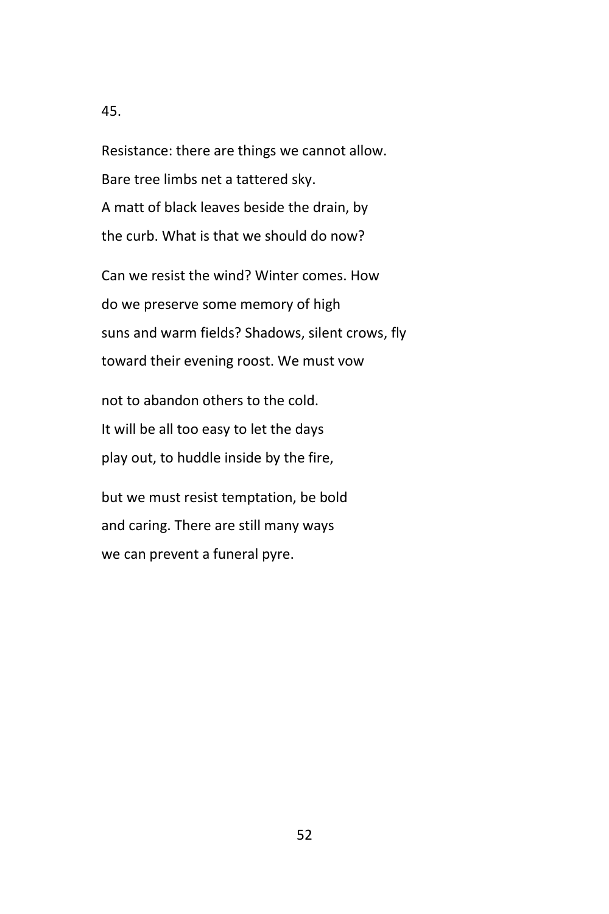45.

Resistance: there are things we cannot allow.  
Bare tree limbs net a tattered sky.  
A matt of black leaves beside the drain, by  
the curb. What is that we should do now?

Can we resist the wind? Winter comes. How  
do we preserve some memory of high  
suns and warm fields? Shadows, silent crows, fly  
toward their evening roost. We must vow

not to abandon others to the cold.  
It will be all too easy to let the days  
play out, to huddle inside by the fire,

but we must resist temptation, be bold  
and caring. There are still many ways  
we can prevent a funeral pyre.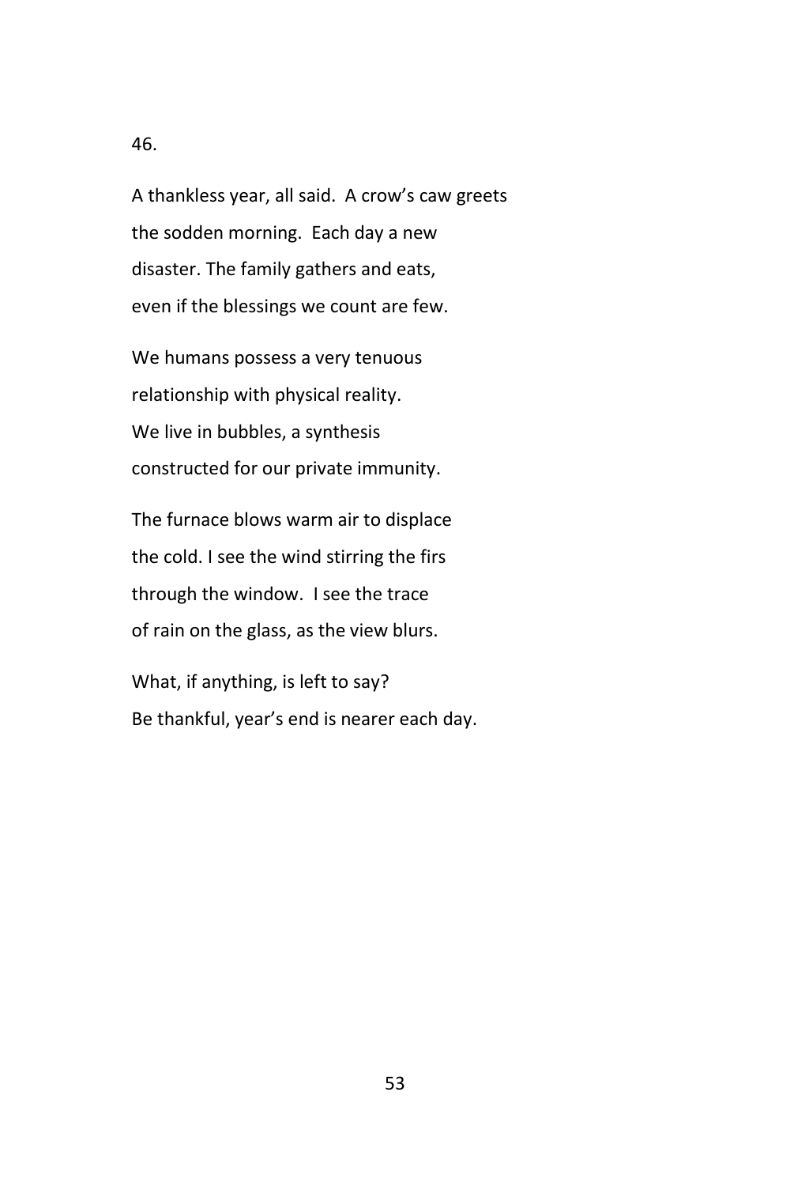46.

A thankless year, all said.  A crow's caw greets
the sodden morning.  Each day a new
disaster. The family gathers and eats,
even if the blessings we count are few.

We humans possess a very tenuous
relationship with physical reality.
We live in bubbles, a synthesis
constructed for our private immunity.

The furnace blows warm air to displace
the cold. I see the wind stirring the firs
through the window.  I see the trace
of rain on the glass, as the view blurs.

What, if anything, is left to say?
Be thankful, year's end is nearer each day.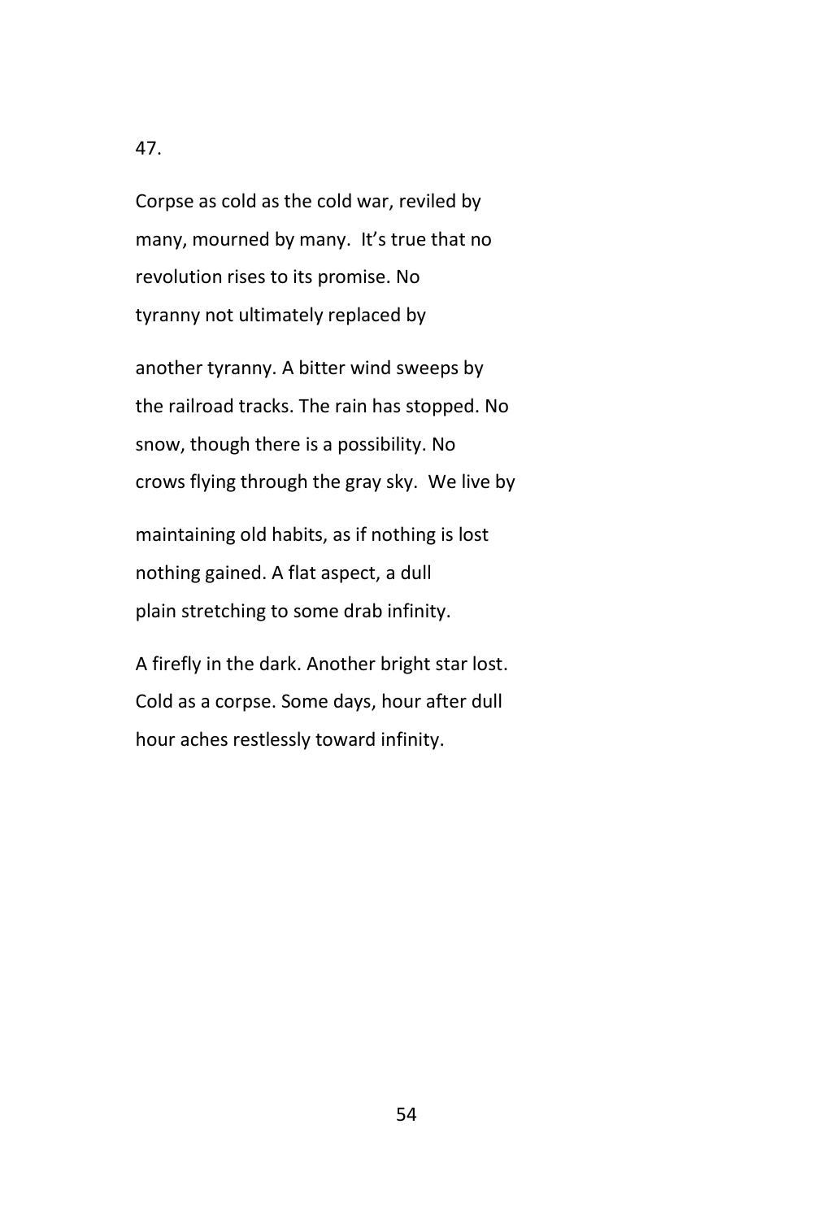47.

Corpse as cold as the cold war, reviled by  
many, mourned by many.  It's true that no  
revolution rises to its promise. No  
tyranny not ultimately replaced by

another tyranny. A bitter wind sweeps by  
the railroad tracks. The rain has stopped. No  
snow, though there is a possibility. No  
crows flying through the gray sky.  We live by

maintaining old habits, as if nothing is lost  
nothing gained. A flat aspect, a dull  
plain stretching to some drab infinity.

A firefly in the dark. Another bright star lost.  
Cold as a corpse. Some days, hour after dull  
hour aches restlessly toward infinity.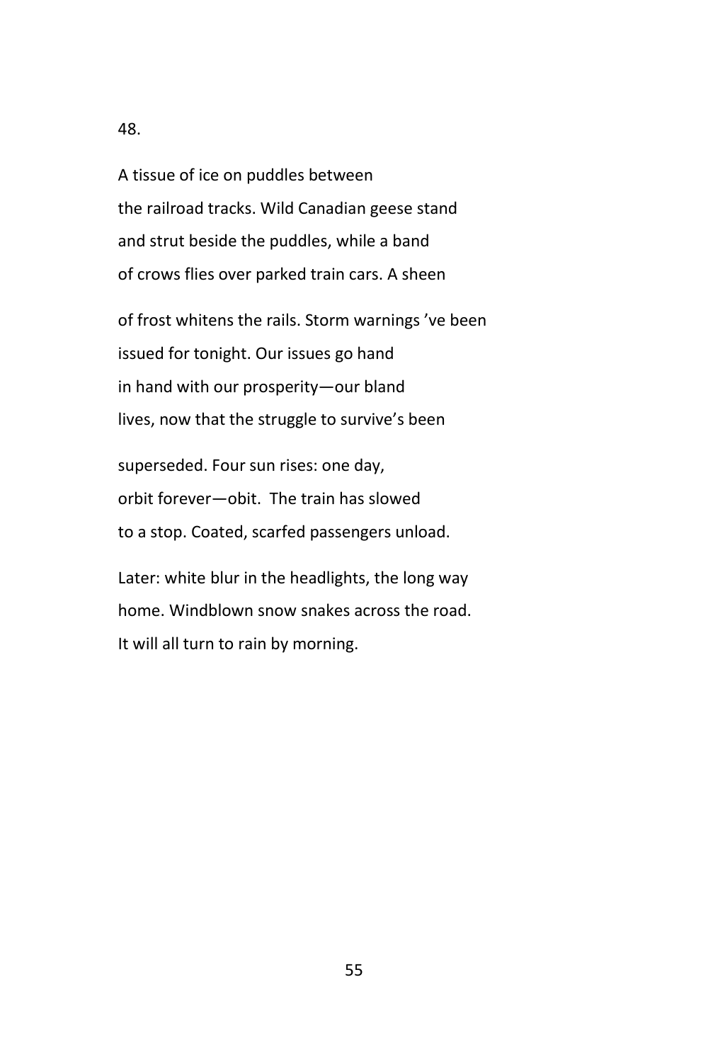48.

A tissue of ice on puddles between  
the railroad tracks. Wild Canadian geese stand  
and strut beside the puddles, while a band  
of crows flies over parked train cars. A sheen

of frost whitens the rails. Storm warnings ’ve been  
issued for tonight. Our issues go hand  
in hand with our prosperity—our bland  
lives, now that the struggle to survive’s been

superseded. Four sun rises: one day,  
orbit forever—obit.  The train has slowed  
to a stop. Coated, scarfed passengers unload.

Later: white blur in the headlights, the long way  
home. Windblown snow snakes across the road.  
It will all turn to rain by morning.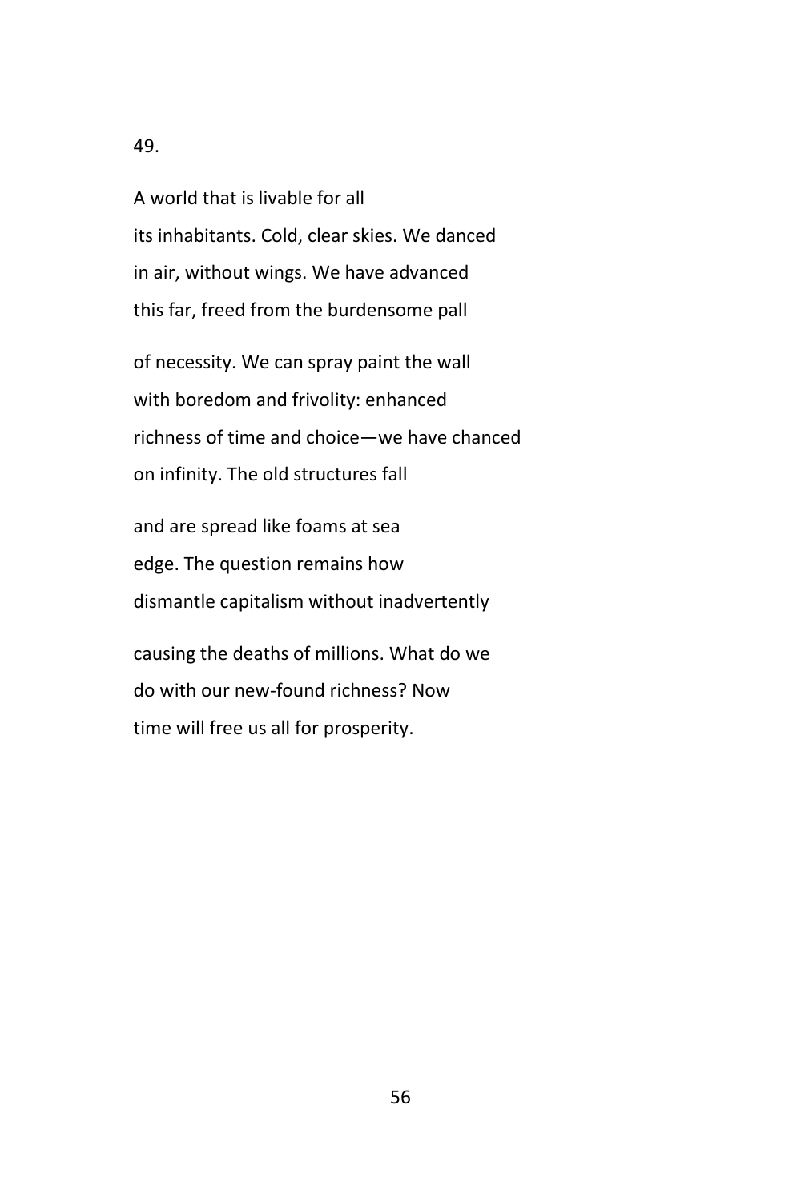49.

A world that is livable for all  
its inhabitants. Cold, clear skies. We danced  
in air, without wings. We have advanced  
this far, freed from the burdensome pall

of necessity. We can spray paint the wall  
with boredom and frivolity: enhanced  
richness of time and choice—we have chanced  
on infinity. The old structures fall

and are spread like foams at sea  
edge. The question remains how  
dismantle capitalism without inadvertently

causing the deaths of millions. What do we  
do with our new-found richness? Now  
time will free us all for prosperity.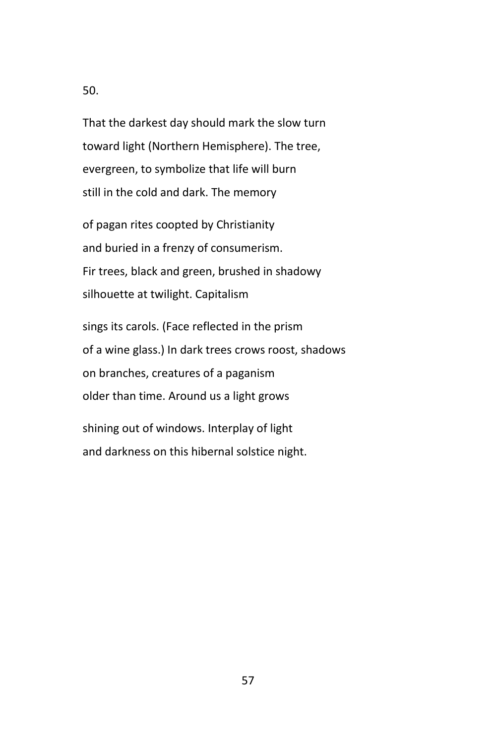50.

That the darkest day should mark the slow turn  
toward light (Northern Hemisphere). The tree,  
evergreen, to symbolize that life will burn  
still in the cold and dark. The memory

of pagan rites coopted by Christianity  
and buried in a frenzy of consumerism.  
Fir trees, black and green, brushed in shadowy  
silhouette at twilight. Capitalism

sings its carols. (Face reflected in the prism  
of a wine glass.) In dark trees crows roost, shadows  
on branches, creatures of a paganism  
older than time. Around us a light grows

shining out of windows. Interplay of light  
and darkness on this hibernal solstice night.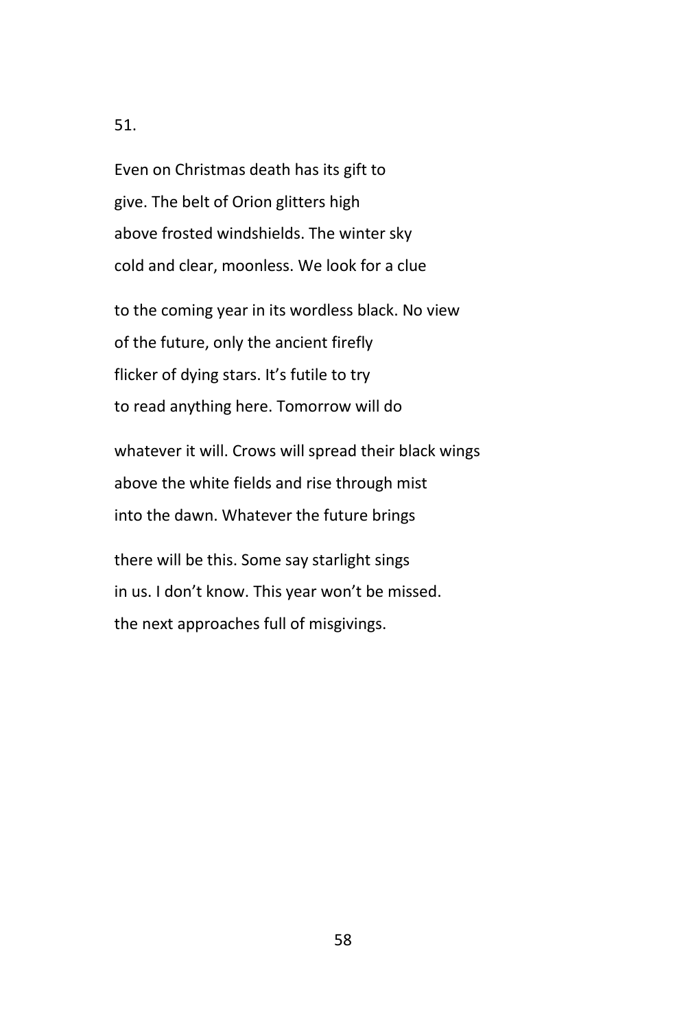51.

Even on Christmas death has its gift to
give. The belt of Orion glitters high
above frosted windshields. The winter sky
cold and clear, moonless. We look for a clue

to the coming year in its wordless black. No view
of the future, only the ancient firefly
flicker of dying stars. It's futile to try
to read anything here. Tomorrow will do

whatever it will. Crows will spread their black wings
above the white fields and rise through mist
into the dawn. Whatever the future brings

there will be this. Some say starlight sings
in us. I don't know. This year won't be missed.
the next approaches full of misgivings.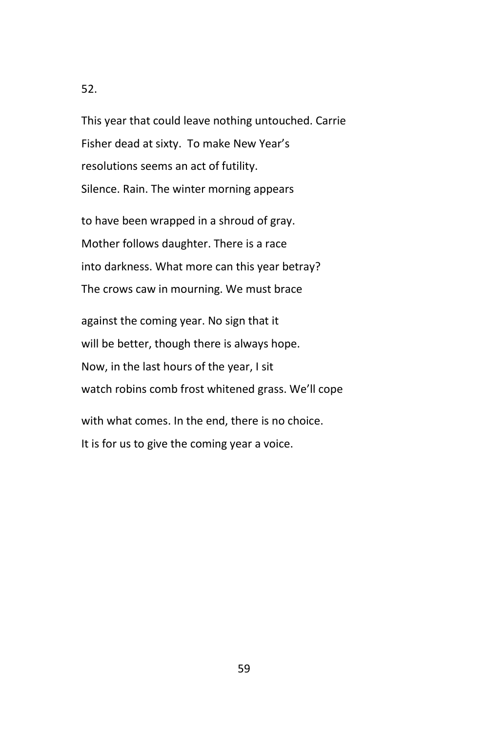52.

This year that could leave nothing untouched. Carrie  
Fisher dead at sixty.  To make New Year's  
resolutions seems an act of futility.  
Silence. Rain. The winter morning appears

to have been wrapped in a shroud of gray.  
Mother follows daughter. There is a race  
into darkness. What more can this year betray?  
The crows caw in mourning. We must brace

against the coming year. No sign that it  
will be better, though there is always hope.  
Now, in the last hours of the year, I sit  
watch robins comb frost whitened grass. We'll cope

with what comes. In the end, there is no choice.  
It is for us to give the coming year a voice.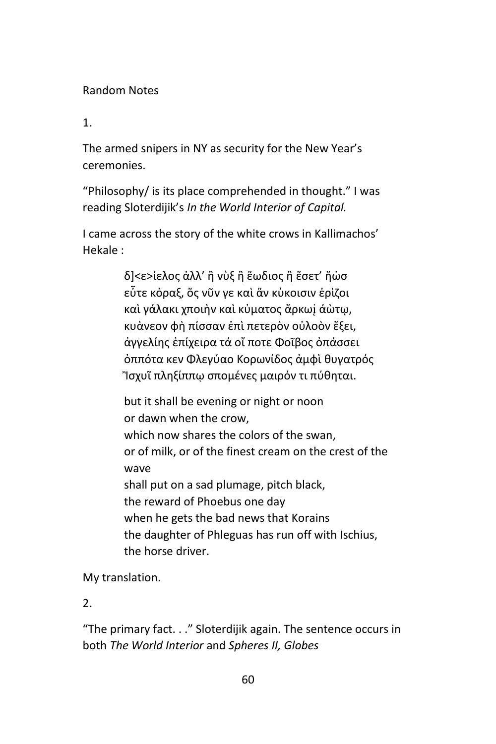Random Notes

1.

The armed snipers in NY as security for the New Year's ceremonies.

"Philosophy/ is its place comprehended in thought." I was reading Sloterdijik's *In the World Interior of Capital.*

I came across the story of the white crows in Kallimachos' Hekale :

> δ]<ε>ίελος ἀλλ' ἢ νὺξ ἢ ἔωδιος ἢ ἔσετ' ἠώσ
> εὖτε κὸραξ, ὅς νῦν γε καὶ ἄν κὺκοισιν ἐρὶζοι
> καὶ γάλακι χποιὴν καὶ κὺματος ἄρκωᾳ ἀὼτῳ,
> κυὰνεον φὴ πίσσαν ἐπὶ πετερὸν οὐλοὸν ἕξει,
> ἀγγελίης ἐπίχειρα τά οἵ ποτε Φοῖβος ὀπάσσει
> ὀππότα κεν Φλεγύαο Κορωνίδος ἀμφὶ θυγατρός
> Ἴσχυῖ πληξίππῳ σπομένες μαιρόν τι πύθηται.
>
> but it shall be evening or night or noon
> or dawn when the crow,
> which now shares the colors of the swan,
> or of milk, or of the finest cream on the crest of the wave
> shall put on a sad plumage, pitch black,
> the reward of Phoebus one day
> when he gets the bad news that Korains
> the daughter of Phleguas has run off with Ischius,
> the horse driver.

My translation.

2.

"The primary fact. . ." Sloterdijik again. The sentence occurs in both *The World Interior* and *Spheres II, Globes*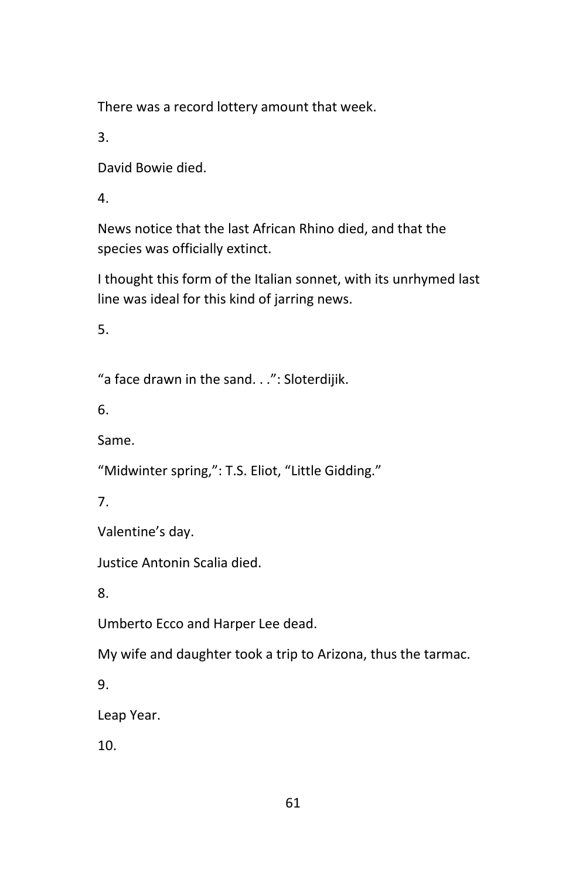There was a record lottery amount that week.

3.

David Bowie died.

4.

News notice that the last African Rhino died, and that the species was officially extinct.

I thought this form of the Italian sonnet, with its unrhymed last line was ideal for this kind of jarring news.

5.

“a face drawn in the sand. . .”: Sloterdijik.

6.

Same.

“Midwinter spring,”: T.S. Eliot, “Little Gidding.”

7.

Valentine’s day.

Justice Antonin Scalia died.

8.

Umberto Ecco and Harper Lee dead.

My wife and daughter took a trip to Arizona, thus the tarmac.

9.

Leap Year.

10.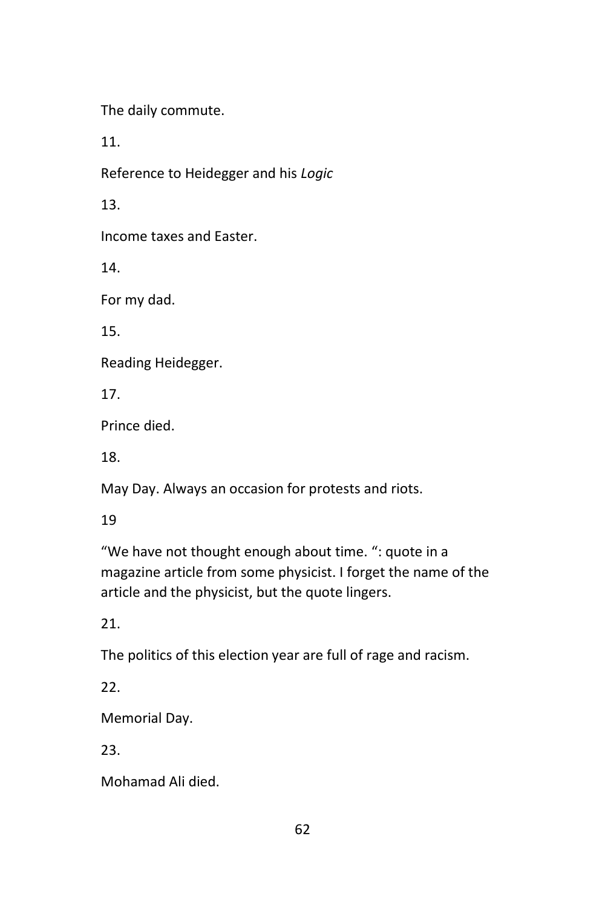The daily commute.

11.

Reference to Heidegger and his *Logic*

13.

Income taxes and Easter.

14.

For my dad.

15.

Reading Heidegger.

17.

Prince died.

18.

May Day. Always an occasion for protests and riots.

19

"We have not thought enough about time. ": quote in a magazine article from some physicist. I forget the name of the article and the physicist, but the quote lingers.

21.

The politics of this election year are full of rage and racism.

22.

Memorial Day.

23.

Mohamad Ali died.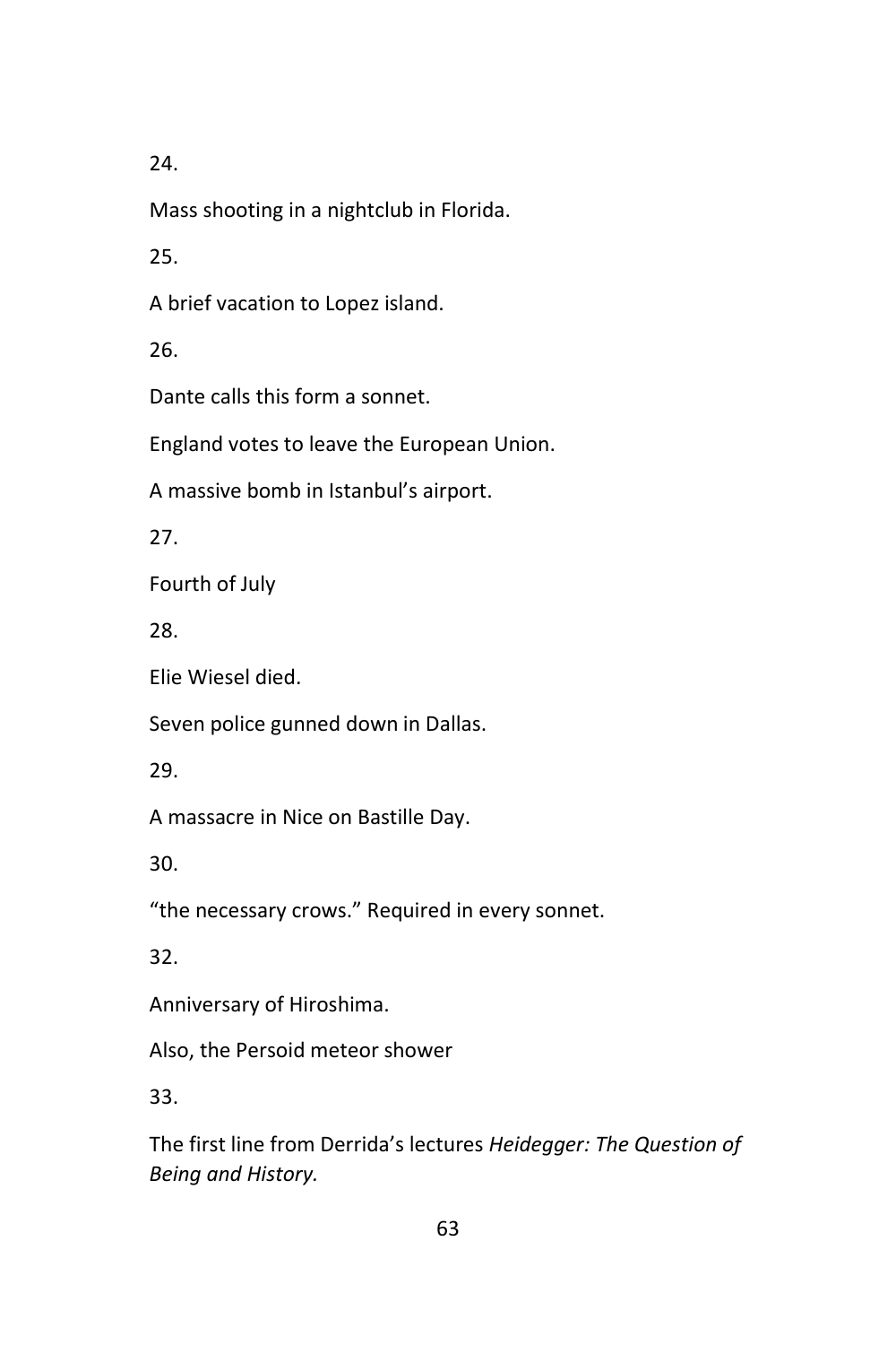24.

Mass shooting in a nightclub in Florida.

25.

A brief vacation to Lopez island.

26.

Dante calls this form a sonnet.

England votes to leave the European Union.

A massive bomb in Istanbul's airport.

27.

Fourth of July

28.

Elie Wiesel died.

Seven police gunned down in Dallas.

29.

A massacre in Nice on Bastille Day.

30.

"the necessary crows." Required in every sonnet.

32.

Anniversary of Hiroshima.

Also, the Persoid meteor shower

33.

The first line from Derrida's lectures *Heidegger: The Question of Being and History.*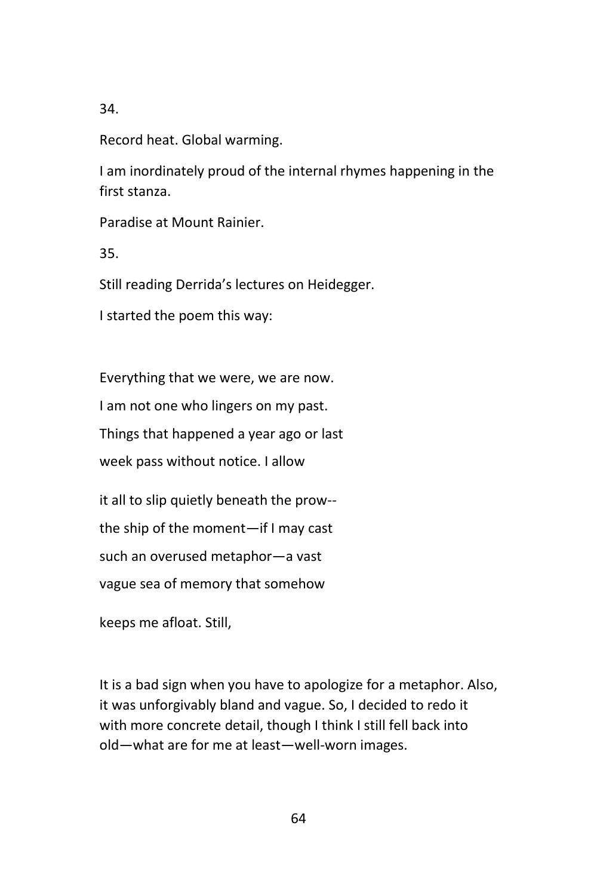34.

Record heat. Global warming.

I am inordinately proud of the internal rhymes happening in the first stanza.

Paradise at Mount Rainier.

35.

Still reading Derrida's lectures on Heidegger.

I started the poem this way:

Everything that we were, we are now.  
I am not one who lingers on my past.  
Things that happened a year ago or last  
week pass without notice. I allow

it all to slip quietly beneath the prow--  
the ship of the moment—if I may cast  
such an overused metaphor—a vast  
vague sea of memory that somehow

keeps me afloat. Still,

It is a bad sign when you have to apologize for a metaphor. Also, it was unforgivably bland and vague. So, I decided to redo it with more concrete detail, though I think I still fell back into old—what are for me at least—well-worn images.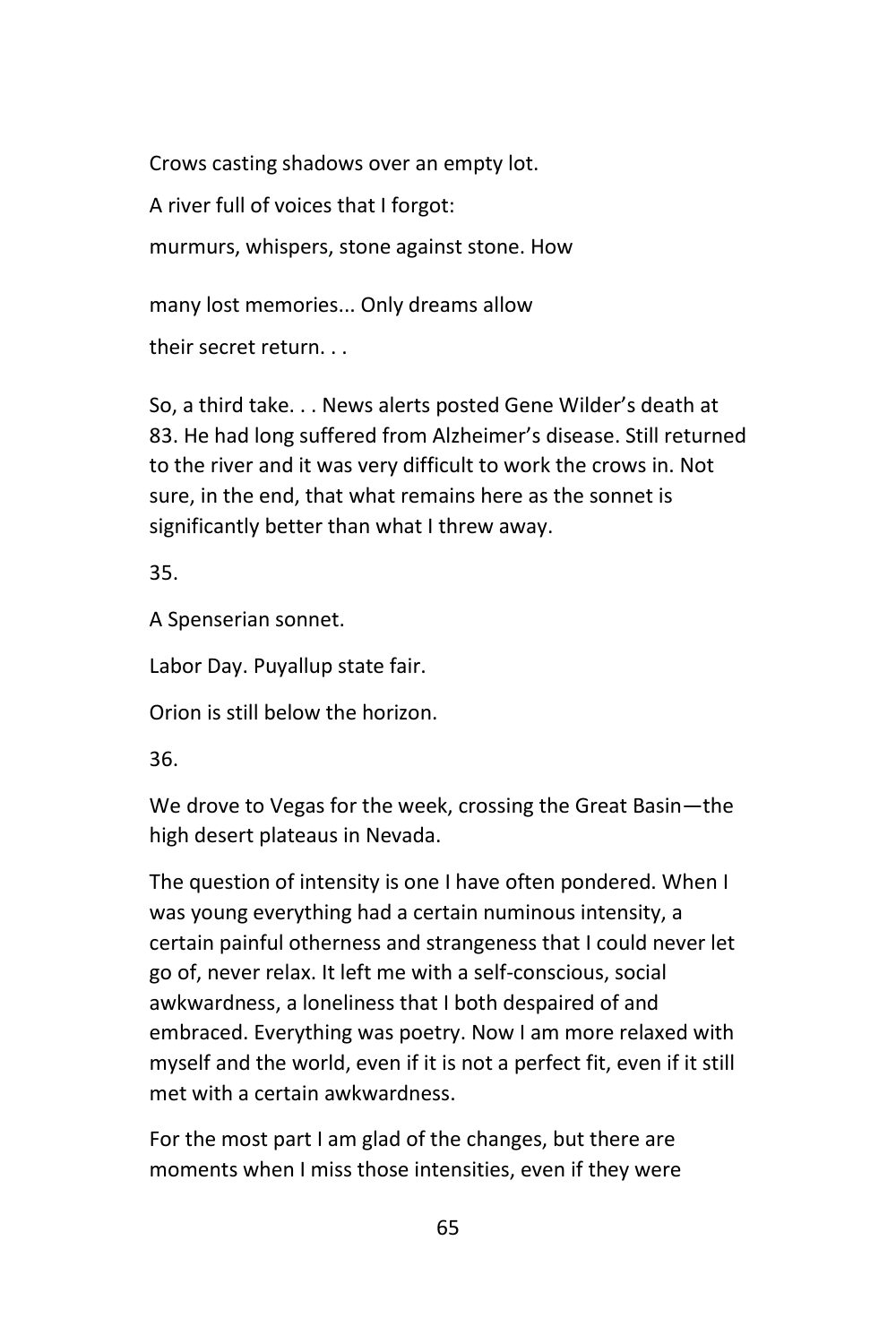Crows casting shadows over an empty lot.

A river full of voices that I forgot:

murmurs, whispers, stone against stone. How

many lost memories... Only dreams allow

their secret return. . .

So, a third take. . . News alerts posted Gene Wilder's death at 83. He had long suffered from Alzheimer's disease. Still returned to the river and it was very difficult to work the crows in. Not sure, in the end, that what remains here as the sonnet is significantly better than what I threw away.

35.

A Spenserian sonnet.

Labor Day. Puyallup state fair.

Orion is still below the horizon.

36.

We drove to Vegas for the week, crossing the Great Basin—the high desert plateaus in Nevada.

The question of intensity is one I have often pondered. When I was young everything had a certain numinous intensity, a certain painful otherness and strangeness that I could never let go of, never relax. It left me with a self-conscious, social awkwardness, a loneliness that I both despaired of and embraced. Everything was poetry. Now I am more relaxed with myself and the world, even if it is not a perfect fit, even if it still met with a certain awkwardness.

For the most part I am glad of the changes, but there are moments when I miss those intensities, even if they were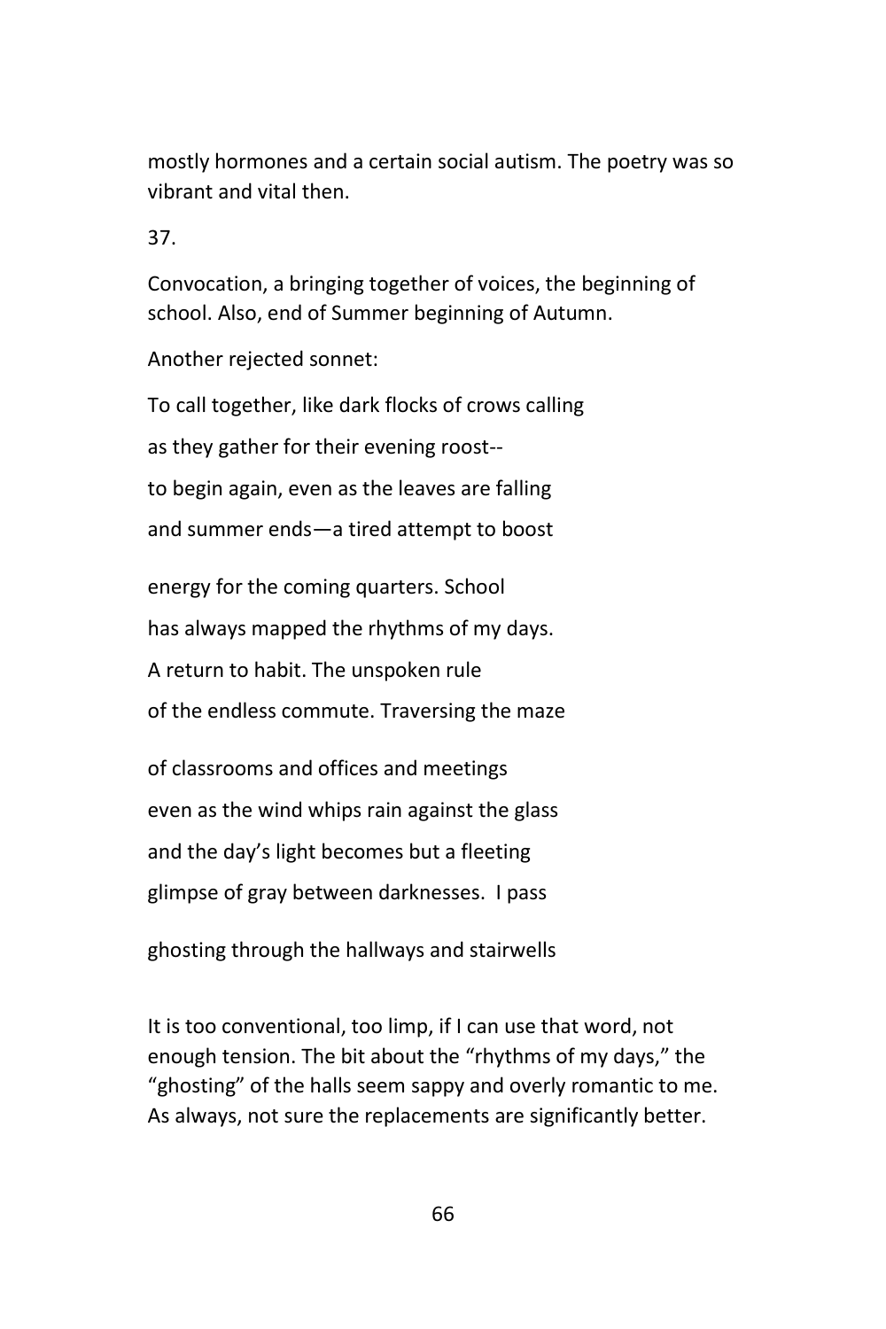mostly hormones and a certain social autism. The poetry was so vibrant and vital then.

37.

Convocation, a bringing together of voices, the beginning of school. Also, end of Summer beginning of Autumn.

Another rejected sonnet:

To call together, like dark flocks of crows calling

as they gather for their evening roost--

to begin again, even as the leaves are falling

and summer ends—a tired attempt to boost

energy for the coming quarters. School

has always mapped the rhythms of my days.

A return to habit. The unspoken rule

of the endless commute. Traversing the maze

of classrooms and offices and meetings

even as the wind whips rain against the glass

and the day's light becomes but a fleeting

glimpse of gray between darknesses. I pass

ghosting through the hallways and stairwells

It is too conventional, too limp, if I can use that word, not enough tension. The bit about the "rhythms of my days," the "ghosting" of the halls seem sappy and overly romantic to me. As always, not sure the replacements are significantly better.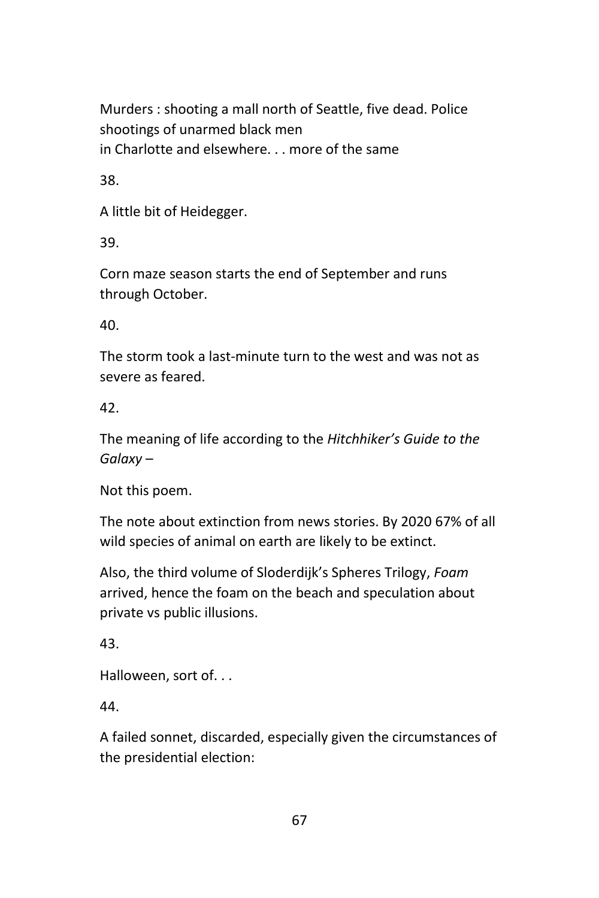Murders : shooting a mall north of Seattle, five dead. Police shootings of unarmed black men
in Charlotte and elsewhere. . . more of the same

38.

A little bit of Heidegger.

39.

Corn maze season starts the end of September and runs through October.

40.

The storm took a last-minute turn to the west and was not as severe as feared.

42.

The meaning of life according to the *Hitchhiker's Guide to the Galaxy* –

Not this poem.

The note about extinction from news stories. By 2020 67% of all wild species of animal on earth are likely to be extinct.

Also, the third volume of Sloderdijk's Spheres Trilogy, *Foam* arrived, hence the foam on the beach and speculation about private vs public illusions.

43.

Halloween, sort of. . .

44.

A failed sonnet, discarded, especially given the circumstances of the presidential election: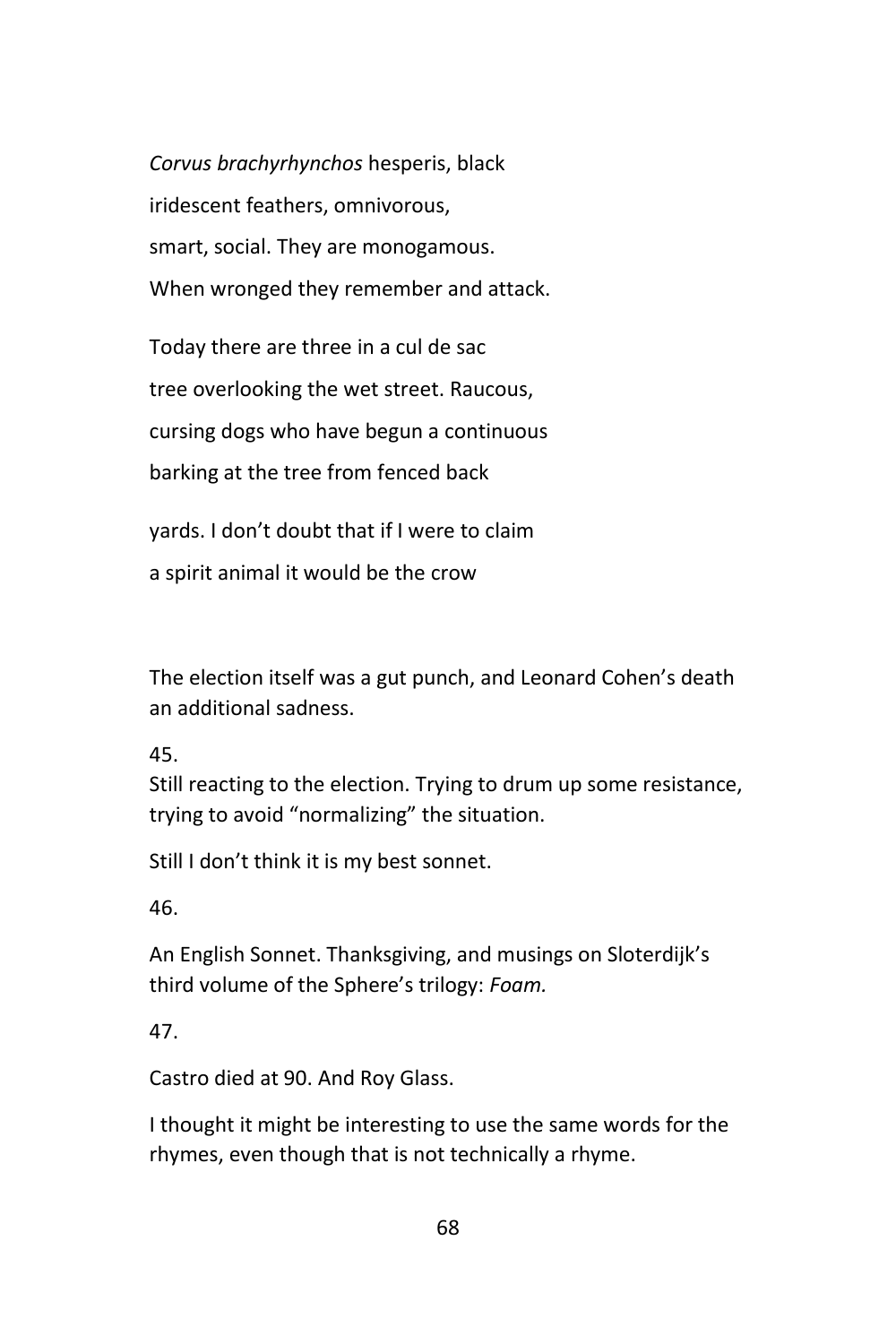*Corvus brachyrhynchos* hesperis, black  
iridescent feathers, omnivorous,  
smart, social. They are monogamous.  
When wronged they remember and attack.

Today there are three in a cul de sac  
tree overlooking the wet street. Raucous,  
cursing dogs who have begun a continuous  
barking at the tree from fenced back

yards. I don't doubt that if I were to claim  
a spirit animal it would be the crow

The election itself was a gut punch, and Leonard Cohen's death an additional sadness.

45.  
Still reacting to the election. Trying to drum up some resistance, trying to avoid "normalizing" the situation.

Still I don't think it is my best sonnet.

46.

An English Sonnet. Thanksgiving, and musings on Sloterdijk's third volume of the Sphere's trilogy: *Foam.*

47.

Castro died at 90. And Roy Glass.

I thought it might be interesting to use the same words for the rhymes, even though that is not technically a rhyme.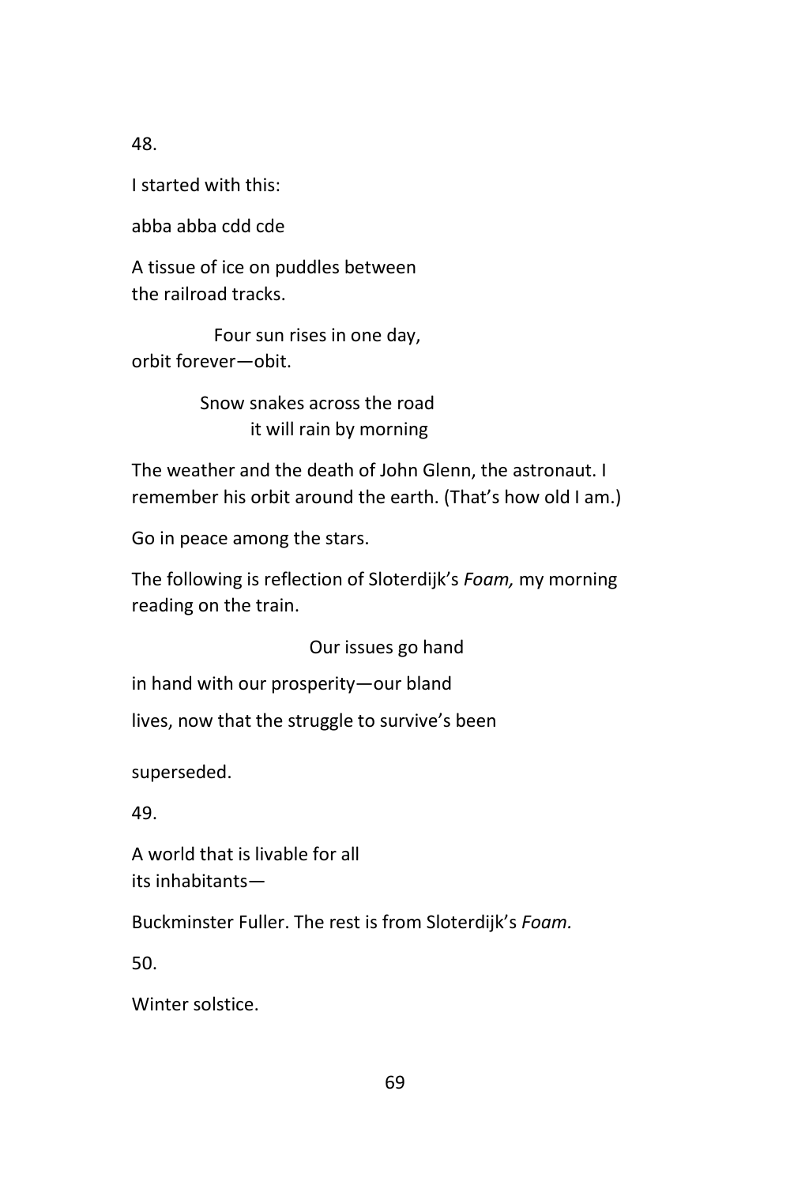48.

I started with this:

abba abba cdd cde

A tissue of ice on puddles between
the railroad tracks.

Four sun rises in one day,
orbit forever—obit.

Snow snakes across the road
it will rain by morning

The weather and the death of John Glenn, the astronaut. I remember his orbit around the earth. (That's how old I am.)

Go in peace among the stars.

The following is reflection of Sloterdijk's *Foam,* my morning reading on the train.

Our issues go hand

in hand with our prosperity—our bland

lives, now that the struggle to survive's been

superseded.

49.

A world that is livable for all
its inhabitants—

Buckminster Fuller. The rest is from Sloterdijk's *Foam.*

50.

Winter solstice.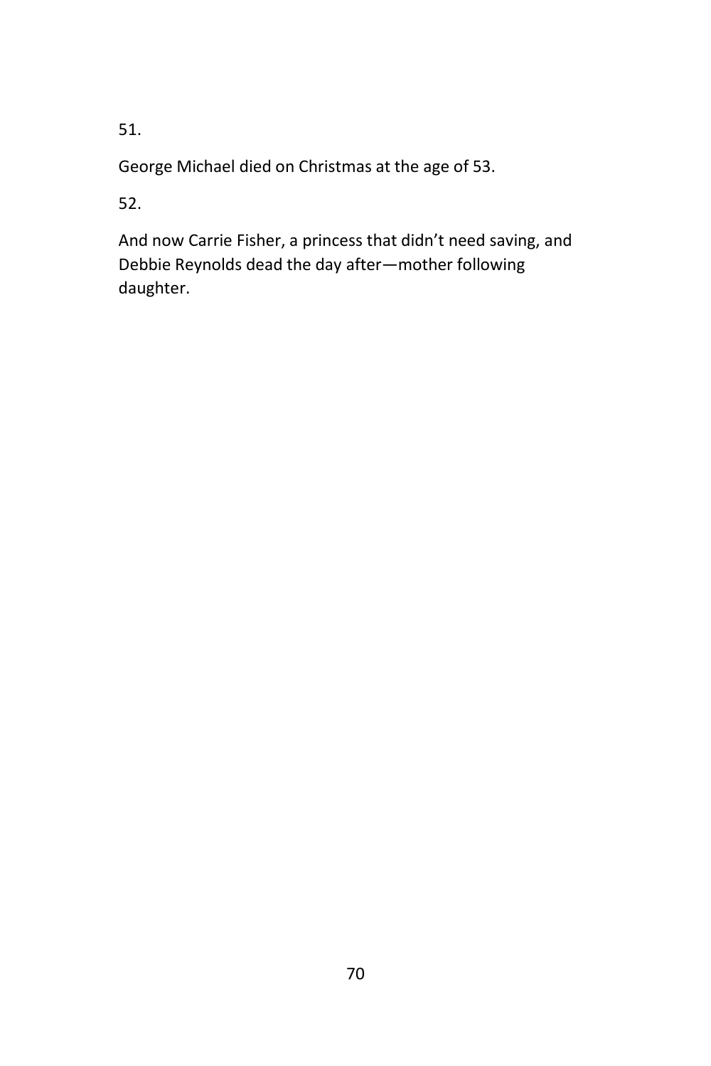51.

George Michael died on Christmas at the age of 53.

52.

And now Carrie Fisher, a princess that didn’t need saving, and Debbie Reynolds dead the day after—mother following daughter.